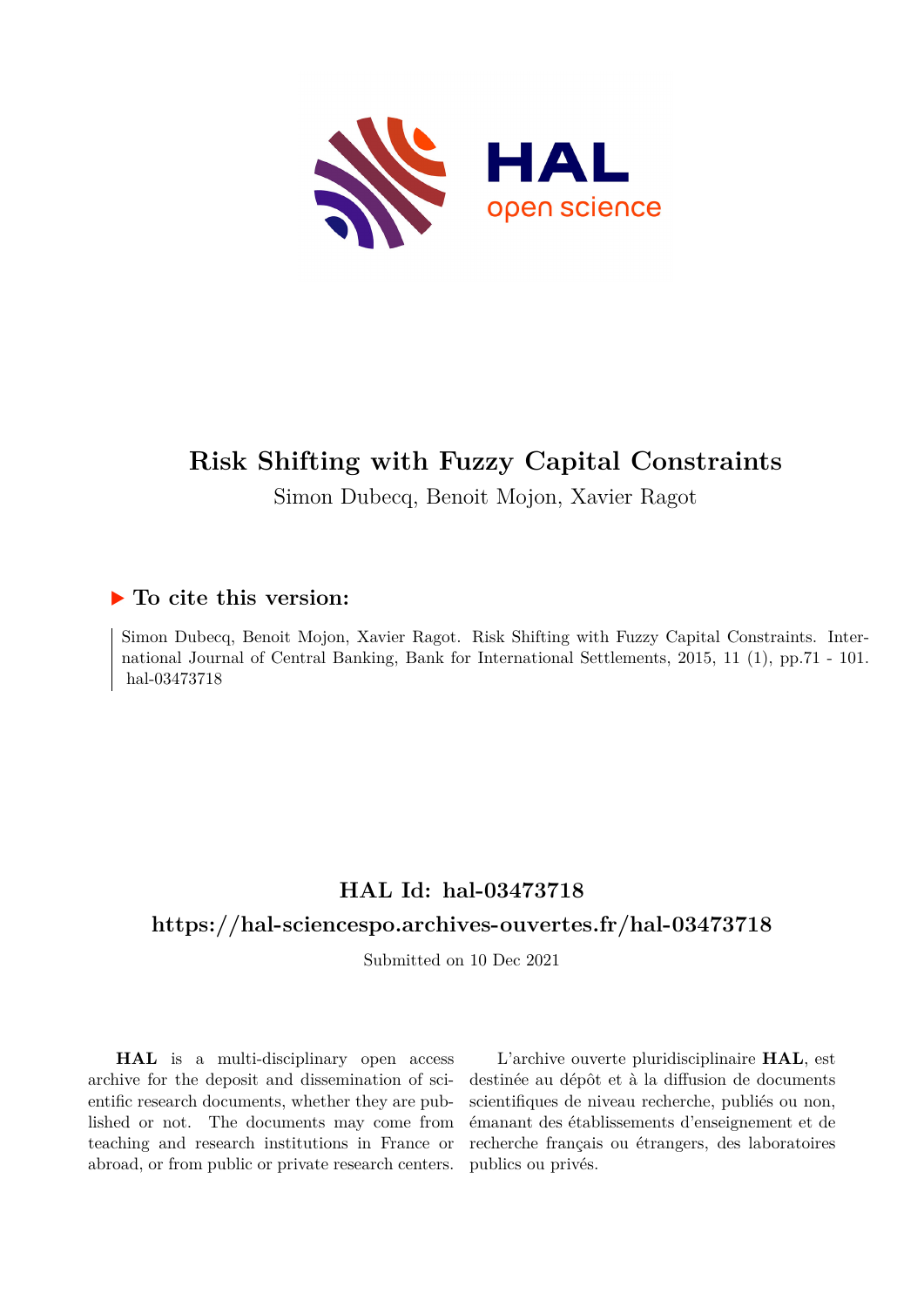# Risk Shifting with Fuzzy Capital Constraints

Simon Dubecq, Benoit Mojon, Xavier Ragot

## ▶ To cite this version:

Simon Dubecq, Benoit Mojon, Xavier Ragot. Risk Shifting with Fuzzy Capital Constraints. International Journal of Central Banking, Bank for International Settlements, 2015, 11 (1), pp.71 - 101. hal-03473718

## HAL Id: hal-03473718

## https://hal-sciencespo.archives-ouvertes.fr/hal-03473718

Submitted on 10 Dec 2021

**HAL** is a multi-disciplinary open access archive for the deposit and dissemination of scientific research documents, whether they are published or not. The documents may come from teaching and research institutions in France or abroad, or from public or private research centers.

L'archive ouverte pluridisciplinaire **HAL**, est destinée au dépôt et à la diffusion de documents scientifiques de niveau recherche, publiés ou non, émanant des établissements d'enseignement et de recherche français ou étrangers, des laboratoires publics ou privés.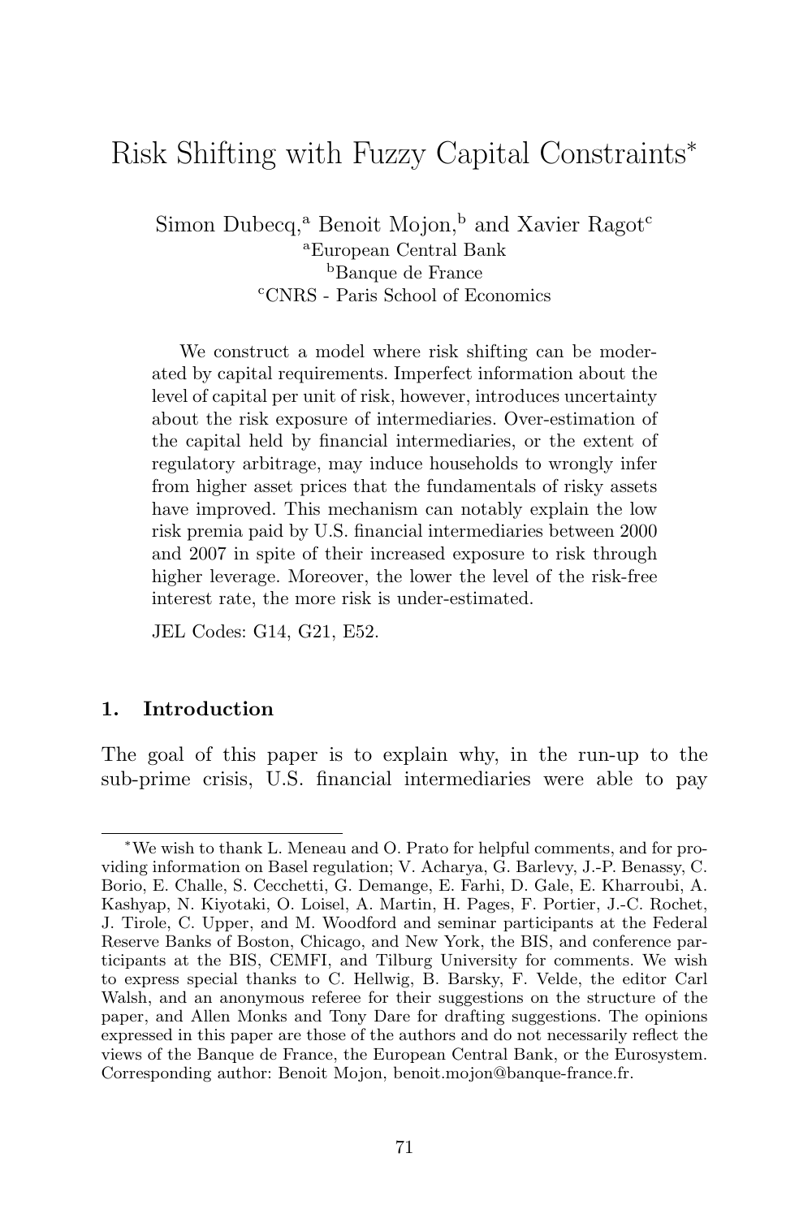# Risk Shifting with Fuzzy Capital Constraints*

Simon Dubecq,[a] Benoit Mojon,[b] and Xavier Ragot[c]

[a]European Central Bank
[b]Banque de France
[c]CNRS - Paris School of Economics

We construct a model where risk shifting can be moderated by capital requirements. Imperfect information about the level of capital per unit of risk, however, introduces uncertainty about the risk exposure of intermediaries. Over-estimation of the capital held by financial intermediaries, or the extent of regulatory arbitrage, may induce households to wrongly infer from higher asset prices that the fundamentals of risky assets have improved. This mechanism can notably explain the low risk premia paid by U.S. financial intermediaries between 2000 and 2007 in spite of their increased exposure to risk through higher leverage. Moreover, the lower the level of the risk-free interest rate, the more risk is under-estimated.

JEL Codes: G14, G21, E52.

## 1. Introduction

The goal of this paper is to explain why, in the run-up to the sub-prime crisis, U.S. financial intermediaries were able to pay

---

*We wish to thank L. Meneau and O. Prato for helpful comments, and for providing information on Basel regulation; V. Acharya, G. Barlevy, J.-P. Benassy, C. Borio, E. Challe, S. Cecchetti, G. Demange, E. Farhi, D. Gale, E. Kharroubi, A. Kashyap, N. Kiyotaki, O. Loisel, A. Martin, H. Pages, F. Portier, J.-C. Rochet, J. Tirole, C. Upper, and M. Woodford and seminar participants at the Federal Reserve Banks of Boston, Chicago, and New York, the BIS, and conference participants at the BIS, CEMFI, and Tilburg University for comments. We wish to express special thanks to C. Hellwig, B. Barsky, F. Velde, the editor Carl Walsh, and an anonymous referee for their suggestions on the structure of the paper, and Allen Monks and Tony Dare for drafting suggestions. The opinions expressed in this paper are those of the authors and do not necessarily reflect the views of the Banque de France, the European Central Bank, or the Eurosystem. Corresponding author: Benoit Mojon, benoit.mojon@banque-france.fr.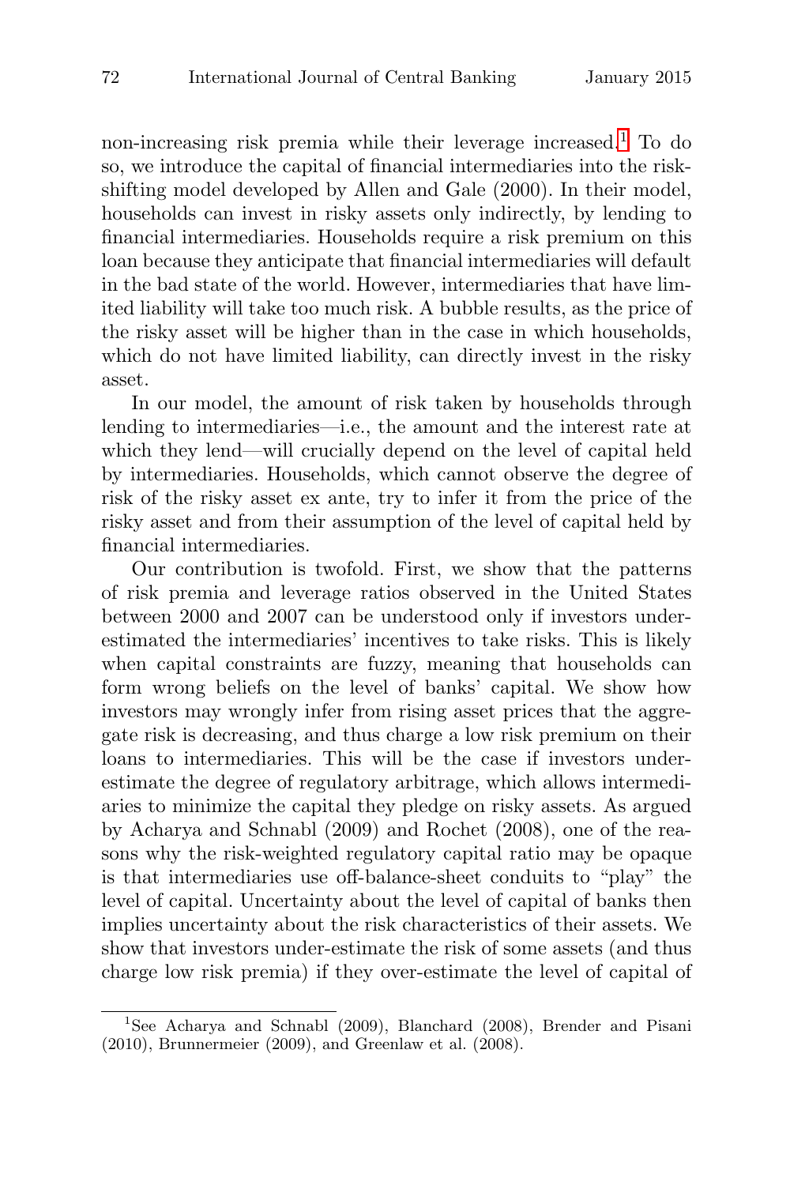non-increasing risk premia while their leverage increased.[1] To do so, we introduce the capital of financial intermediaries into the risk-shifting model developed by Allen and Gale (2000). In their model, households can invest in risky assets only indirectly, by lending to financial intermediaries. Households require a risk premium on this loan because they anticipate that financial intermediaries will default in the bad state of the world. However, intermediaries that have limited liability will take too much risk. A bubble results, as the price of the risky asset will be higher than in the case in which households, which do not have limited liability, can directly invest in the risky asset.

In our model, the amount of risk taken by households through lending to intermediaries—i.e., the amount and the interest rate at which they lend—will crucially depend on the level of capital held by intermediaries. Households, which cannot observe the degree of risk of the risky asset ex ante, try to infer it from the price of the risky asset and from their assumption of the level of capital held by financial intermediaries.

Our contribution is twofold. First, we show that the patterns of risk premia and leverage ratios observed in the United States between 2000 and 2007 can be understood only if investors under-estimated the intermediaries' incentives to take risks. This is likely when capital constraints are fuzzy, meaning that households can form wrong beliefs on the level of banks' capital. We show how investors may wrongly infer from rising asset prices that the aggregate risk is decreasing, and thus charge a low risk premium on their loans to intermediaries. This will be the case if investors under-estimate the degree of regulatory arbitrage, which allows intermediaries to minimize the capital they pledge on risky assets. As argued by Acharya and Schnabl (2009) and Rochet (2008), one of the reasons why the risk-weighted regulatory capital ratio may be opaque is that intermediaries use off-balance-sheet conduits to "play" the level of capital. Uncertainty about the level of capital of banks then implies uncertainty about the risk characteristics of their assets. We show that investors under-estimate the risk of some assets (and thus charge low risk premia) if they over-estimate the level of capital of

[1] See Acharya and Schnabl (2009), Blanchard (2008), Brender and Pisani (2010), Brunnermeier (2009), and Greenlaw et al. (2008).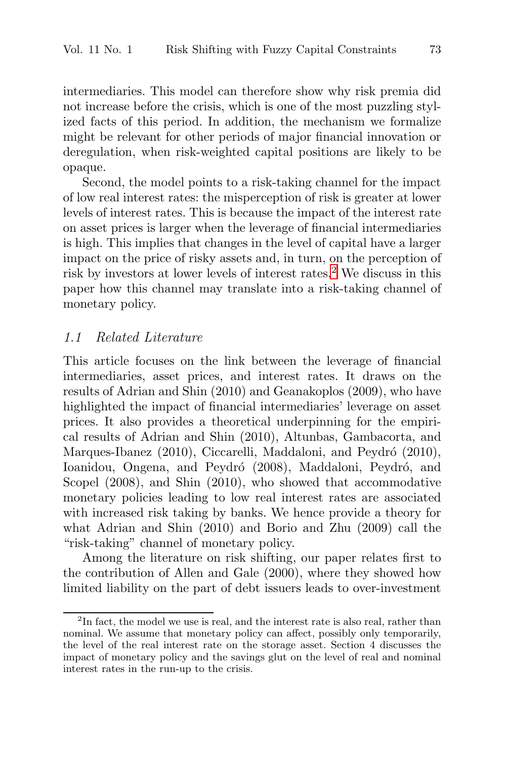intermediaries. This model can therefore show why risk premia did not increase before the crisis, which is one of the most puzzling stylized facts of this period. In addition, the mechanism we formalize might be relevant for other periods of major financial innovation or deregulation, when risk-weighted capital positions are likely to be opaque.

Second, the model points to a risk-taking channel for the impact of low real interest rates: the misperception of risk is greater at lower levels of interest rates. This is because the impact of the interest rate on asset prices is larger when the leverage of financial intermediaries is high. This implies that changes in the level of capital have a larger impact on the price of risky assets and, in turn, on the perception of risk by investors at lower levels of interest rates.[2] We discuss in this paper how this channel may translate into a risk-taking channel of monetary policy.

### *1.1 Related Literature*

This article focuses on the link between the leverage of financial intermediaries, asset prices, and interest rates. It draws on the results of Adrian and Shin (2010) and Geanakoplos (2009), who have highlighted the impact of financial intermediaries' leverage on asset prices. It also provides a theoretical underpinning for the empirical results of Adrian and Shin (2010), Altunbas, Gambacorta, and Marques-Ibanez (2010), Ciccarelli, Maddaloni, and Peydró (2010), Ioanidou, Ongena, and Peydró (2008), Maddaloni, Peydró, and Scopel (2008), and Shin (2010), who showed that accommodative monetary policies leading to low real interest rates are associated with increased risk taking by banks. We hence provide a theory for what Adrian and Shin (2010) and Borio and Zhu (2009) call the "risk-taking" channel of monetary policy.

Among the literature on risk shifting, our paper relates first to the contribution of Allen and Gale (2000), where they showed how limited liability on the part of debt issuers leads to over-investment

---

[2] In fact, the model we use is real, and the interest rate is also real, rather than nominal. We assume that monetary policy can affect, possibly only temporarily, the level of the real interest rate on the storage asset. Section 4 discusses the impact of monetary policy and the savings glut on the level of real and nominal interest rates in the run-up to the crisis.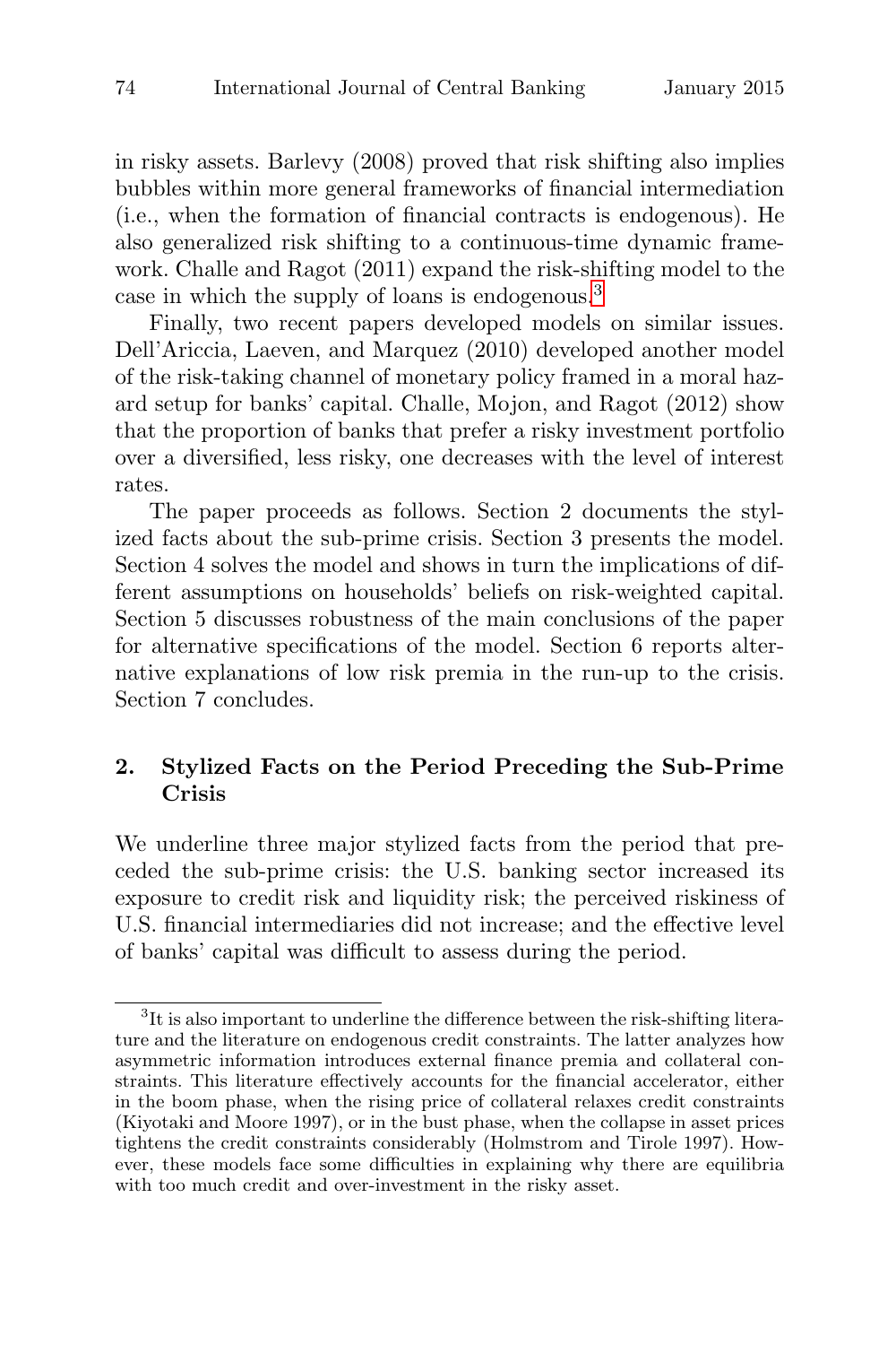in risky assets. Barlevy (2008) proved that risk shifting also implies bubbles within more general frameworks of financial intermediation (i.e., when the formation of financial contracts is endogenous). He also generalized risk shifting to a continuous-time dynamic framework. Challe and Ragot (2011) expand the risk-shifting model to the case in which the supply of loans is endogenous.[3]

Finally, two recent papers developed models on similar issues. Dell'Ariccia, Laeven, and Marquez (2010) developed another model of the risk-taking channel of monetary policy framed in a moral hazard setup for banks' capital. Challe, Mojon, and Ragot (2012) show that the proportion of banks that prefer a risky investment portfolio over a diversified, less risky, one decreases with the level of interest rates.

The paper proceeds as follows. Section 2 documents the stylized facts about the sub-prime crisis. Section 3 presents the model. Section 4 solves the model and shows in turn the implications of different assumptions on households' beliefs on risk-weighted capital. Section 5 discusses robustness of the main conclusions of the paper for alternative specifications of the model. Section 6 reports alternative explanations of low risk premia in the run-up to the crisis. Section 7 concludes.

## 2. Stylized Facts on the Period Preceding the Sub-Prime Crisis

We underline three major stylized facts from the period that preceded the sub-prime crisis: the U.S. banking sector increased its exposure to credit risk and liquidity risk; the perceived riskiness of U.S. financial intermediaries did not increase; and the effective level of banks' capital was difficult to assess during the period.

[3] It is also important to underline the difference between the risk-shifting literature and the literature on endogenous credit constraints. The latter analyzes how asymmetric information introduces external finance premia and collateral constraints. This literature effectively accounts for the financial accelerator, either in the boom phase, when the rising price of collateral relaxes credit constraints (Kiyotaki and Moore 1997), or in the bust phase, when the collapse in asset prices tightens the credit constraints considerably (Holmstrom and Tirole 1997). However, these models face some difficulties in explaining why there are equilibria with too much credit and over-investment in the risky asset.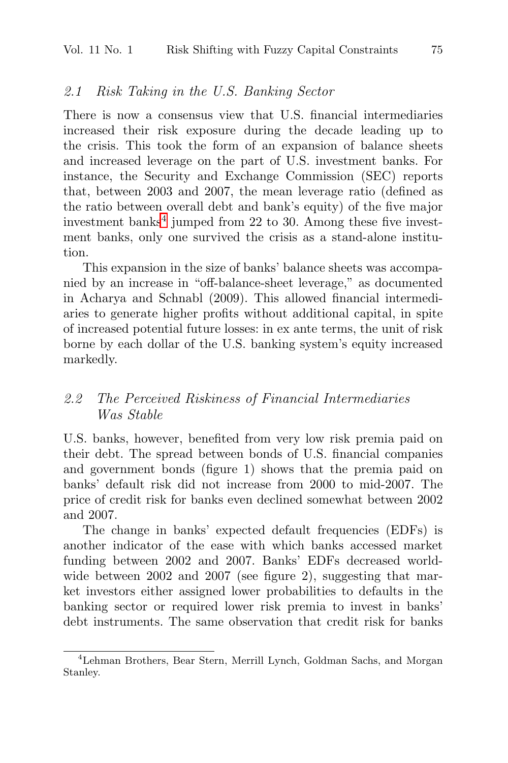### 2.1 *Risk Taking in the U.S. Banking Sector*

There is now a consensus view that U.S. financial intermediaries increased their risk exposure during the decade leading up to the crisis. This took the form of an expansion of balance sheets and increased leverage on the part of U.S. investment banks. For instance, the Security and Exchange Commission (SEC) reports that, between 2003 and 2007, the mean leverage ratio (defined as the ratio between overall debt and bank's equity) of the five major investment banks[4] jumped from 22 to 30. Among these five investment banks, only one survived the crisis as a stand-alone institution.

This expansion in the size of banks' balance sheets was accompanied by an increase in "off-balance-sheet leverage," as documented in Acharya and Schnabl (2009). This allowed financial intermediaries to generate higher profits without additional capital, in spite of increased potential future losses: in ex ante terms, the unit of risk borne by each dollar of the U.S. banking system's equity increased markedly.

### 2.2 *The Perceived Riskiness of Financial Intermediaries Was Stable*

U.S. banks, however, benefited from very low risk premia paid on their debt. The spread between bonds of U.S. financial companies and government bonds (figure 1) shows that the premia paid on banks' default risk did not increase from 2000 to mid-2007. The price of credit risk for banks even declined somewhat between 2002 and 2007.

The change in banks' expected default frequencies (EDFs) is another indicator of the ease with which banks accessed market funding between 2002 and 2007. Banks' EDFs decreased worldwide between 2002 and 2007 (see figure 2), suggesting that market investors either assigned lower probabilities to defaults in the banking sector or required lower risk premia to invest in banks' debt instruments. The same observation that credit risk for banks

[4]Lehman Brothers, Bear Stern, Merrill Lynch, Goldman Sachs, and Morgan Stanley.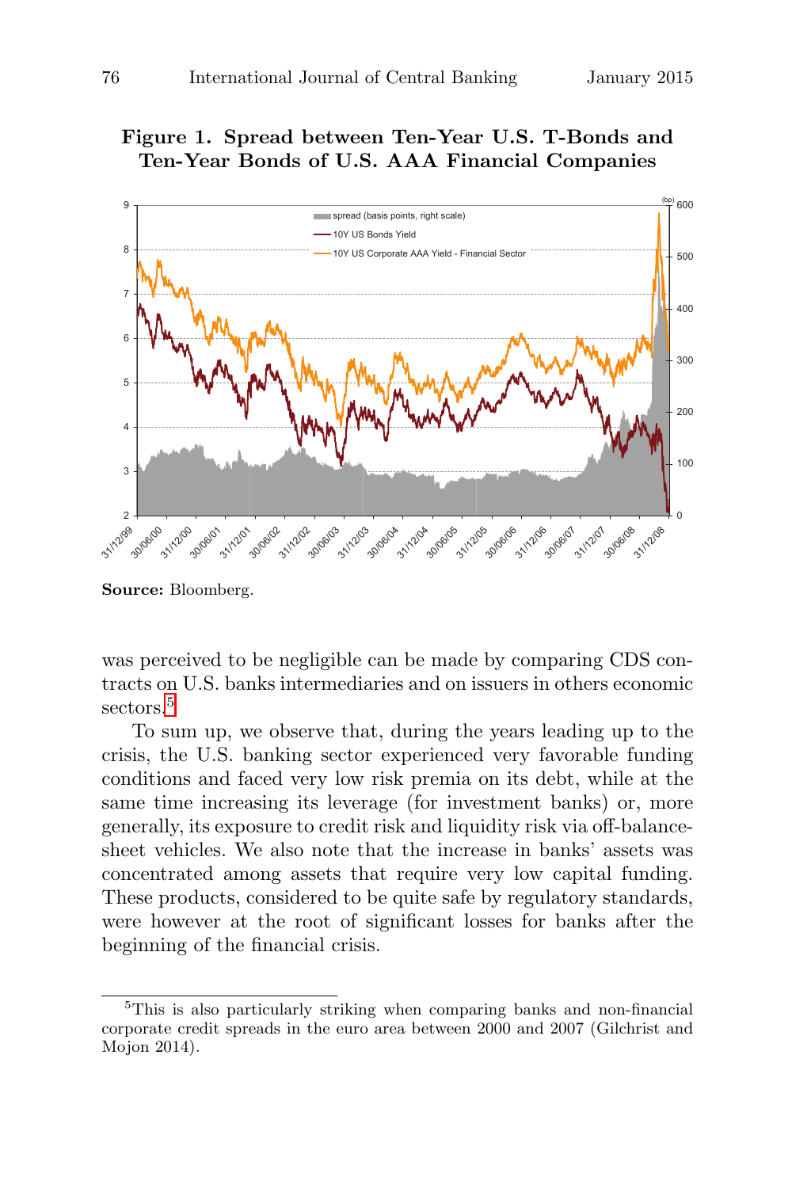**Figure 1. Spread between Ten-Year U.S. T-Bonds and Ten-Year Bonds of U.S. AAA Financial Companies**

**Source:** Bloomberg.

was perceived to be negligible can be made by comparing CDS contracts on U.S. banks intermediaries and on issuers in others economic sectors.[5]

To sum up, we observe that, during the years leading up to the crisis, the U.S. banking sector experienced very favorable funding conditions and faced very low risk premia on its debt, while at the same time increasing its leverage (for investment banks) or, more generally, its exposure to credit risk and liquidity risk via off-balance-sheet vehicles. We also note that the increase in banks' assets was concentrated among assets that require very low capital funding. These products, considered to be quite safe by regulatory standards, were however at the root of significant losses for banks after the beginning of the financial crisis.

---

[5] This is also particularly striking when comparing banks and non-financial corporate credit spreads in the euro area between 2000 and 2007 (Gilchrist and Mojon 2014).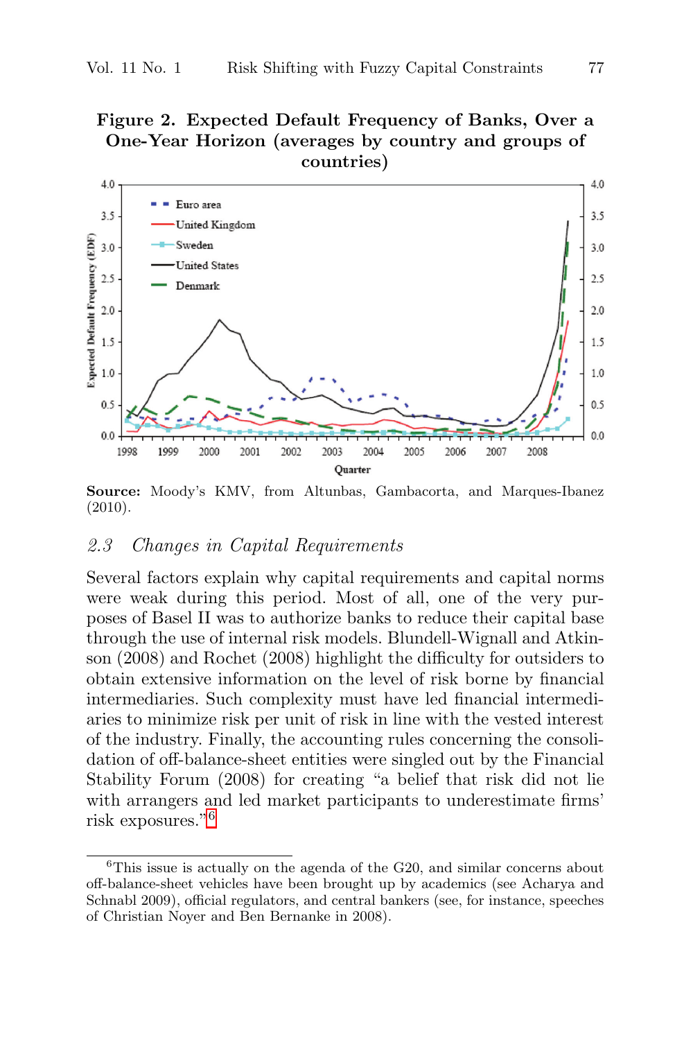**Figure 2. Expected Default Frequency of Banks, Over a One-Year Horizon (averages by country and groups of countries)**

**Source:** Moody's KMV, from Altunbas, Gambacorta, and Marques-Ibanez (2010).

### 2.3 *Changes in Capital Requirements*

Several factors explain why capital requirements and capital norms were weak during this period. Most of all, one of the very purposes of Basel II was to authorize banks to reduce their capital base through the use of internal risk models. Blundell-Wignall and Atkinson (2008) and Rochet (2008) highlight the difficulty for outsiders to obtain extensive information on the level of risk borne by financial intermediaries. Such complexity must have led financial intermediaries to minimize risk per unit of risk in line with the vested interest of the industry. Finally, the accounting rules concerning the consolidation of off-balance-sheet entities were singled out by the Financial Stability Forum (2008) for creating "a belief that risk did not lie with arrangers and led market participants to underestimate firms' risk exposures."[6]

---

[6]This issue is actually on the agenda of the G20, and similar concerns about off-balance-sheet vehicles have been brought up by academics (see Acharya and Schnabl 2009), official regulators, and central bankers (see, for instance, speeches of Christian Noyer and Ben Bernanke in 2008).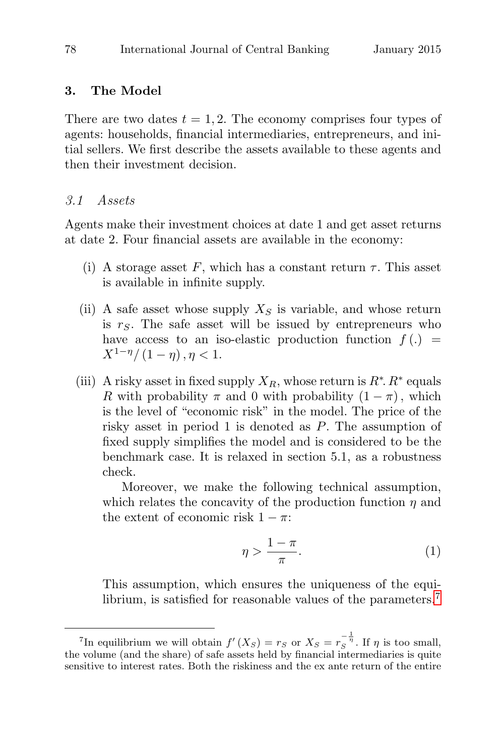## 3. The Model

There are two dates $t = 1, 2$. The economy comprises four types of agents: households, financial intermediaries, entrepreneurs, and initial sellers. We first describe the assets available to these agents and then their investment decision.

### *3.1 Assets*

Agents make their investment choices at date 1 and get asset returns at date 2. Four financial assets are available in the economy:

(i) A storage asset $F$, which has a constant return $\tau$. This asset is available in infinite supply.

(ii) A safe asset whose supply $X_S$ is variable, and whose return is $r_S$. The safe asset will be issued by entrepreneurs who have access to an iso-elastic production function $f(.) = X^{1-\eta}/(1-\eta), \eta < 1$.

(iii) A risky asset in fixed supply $X_R$, whose return is $R^*$. $R^*$ equals $R$ with probability $\pi$ and 0 with probability $(1-\pi)$, which is the level of "economic risk" in the model. The price of the risky asset in period 1 is denoted as $P$. The assumption of fixed supply simplifies the model and is considered to be the benchmark case. It is relaxed in section 5.1, as a robustness check.

Moreover, we make the following technical assumption, which relates the concavity of the production function $\eta$ and the extent of economic risk $1-\pi$:

$$\eta > \frac{1-\pi}{\pi}. \tag{1}$$

This assumption, which ensures the uniqueness of the equilibrium, is satisfied for reasonable values of the parameters.[7]

---

[7] In equilibrium we will obtain $f'(X_S) = r_S$ or $X_S = r_S^{-\frac{1}{\eta}}$. If $\eta$ is too small, the volume (and the share) of safe assets held by financial intermediaries is quite sensitive to interest rates. Both the riskiness and the ex ante return of the entire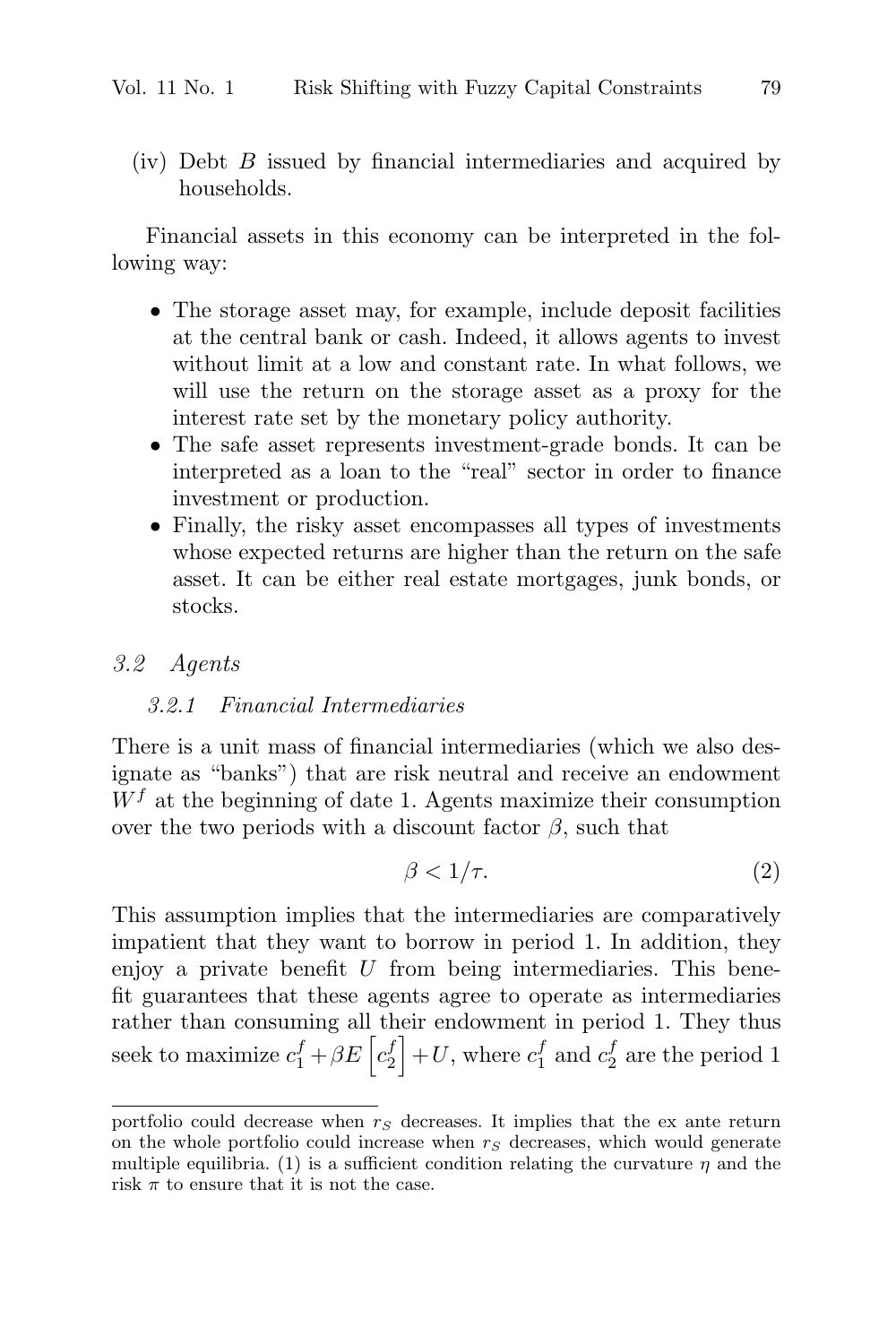(iv) Debt $B$ issued by financial intermediaries and acquired by households.

Financial assets in this economy can be interpreted in the following way:

- The storage asset may, for example, include deposit facilities at the central bank or cash. Indeed, it allows agents to invest without limit at a low and constant rate. In what follows, we will use the return on the storage asset as a proxy for the interest rate set by the monetary policy authority.
- The safe asset represents investment-grade bonds. It can be interpreted as a loan to the "real" sector in order to finance investment or production.
- Finally, the risky asset encompasses all types of investments whose expected returns are higher than the return on the safe asset. It can be either real estate mortgages, junk bonds, or stocks.

### *3.2 Agents*

#### *3.2.1 Financial Intermediaries*

There is a unit mass of financial intermediaries (which we also designate as "banks") that are risk neutral and receive an endowment $W^f$ at the beginning of date 1. Agents maximize their consumption over the two periods with a discount factor $\beta$, such that

$$\beta < 1/\tau. \tag{2}$$

This assumption implies that the intermediaries are comparatively impatient that they want to borrow in period 1. In addition, they enjoy a private benefit $U$ from being intermediaries. This benefit guarantees that these agents agree to operate as intermediaries rather than consuming all their endowment in period 1. They thus seek to maximize $c_1^f + \beta E\left[c_2^f\right] + U$, where $c_1^f$ and $c_2^f$ are the period 1

---

portfolio could decrease when $r_S$ decreases. It implies that the ex ante return on the whole portfolio could increase when $r_S$ decreases, which would generate multiple equilibria. (1) is a sufficient condition relating the curvature $\eta$ and the risk $\pi$ to ensure that it is not the case.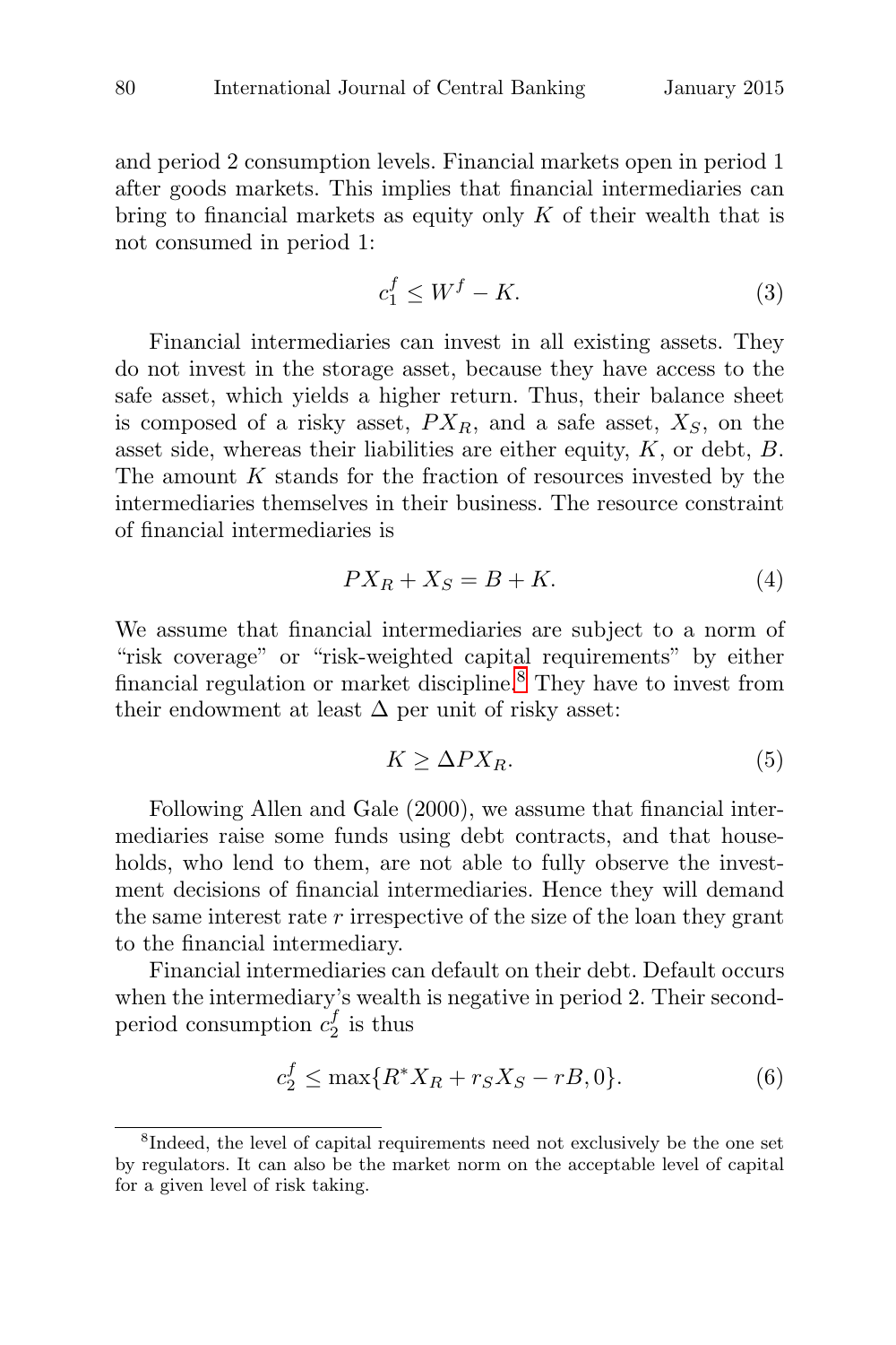and period 2 consumption levels. Financial markets open in period 1 after goods markets. This implies that financial intermediaries can bring to financial markets as equity only $K$ of their wealth that is not consumed in period 1:

$$c_1^f \leq W^f - K. \tag{3}$$

Financial intermediaries can invest in all existing assets. They do not invest in the storage asset, because they have access to the safe asset, which yields a higher return. Thus, their balance sheet is composed of a risky asset, $PX_R$, and a safe asset, $X_S$, on the asset side, whereas their liabilities are either equity, $K$, or debt, $B$. The amount $K$ stands for the fraction of resources invested by the intermediaries themselves in their business. The resource constraint of financial intermediaries is

$$PX_R + X_S = B + K. \tag{4}$$

We assume that financial intermediaries are subject to a norm of "risk coverage" or "risk-weighted capital requirements" by either financial regulation or market discipline.[8] They have to invest from their endowment at least $\Delta$ per unit of risky asset:

$$K \geq \Delta PX_R. \tag{5}$$

Following Allen and Gale (2000), we assume that financial intermediaries raise some funds using debt contracts, and that households, who lend to them, are not able to fully observe the investment decisions of financial intermediaries. Hence they will demand the same interest rate $r$ irrespective of the size of the loan they grant to the financial intermediary.

Financial intermediaries can default on their debt. Default occurs when the intermediary's wealth is negative in period 2. Their second-period consumption $c_2^f$ is thus

$$c_2^f \leq \max\{R^* X_R + r_S X_S - rB, 0\}. \tag{6}$$

[8]Indeed, the level of capital requirements need not exclusively be the one set by regulators. It can also be the market norm on the acceptable level of capital for a given level of risk taking.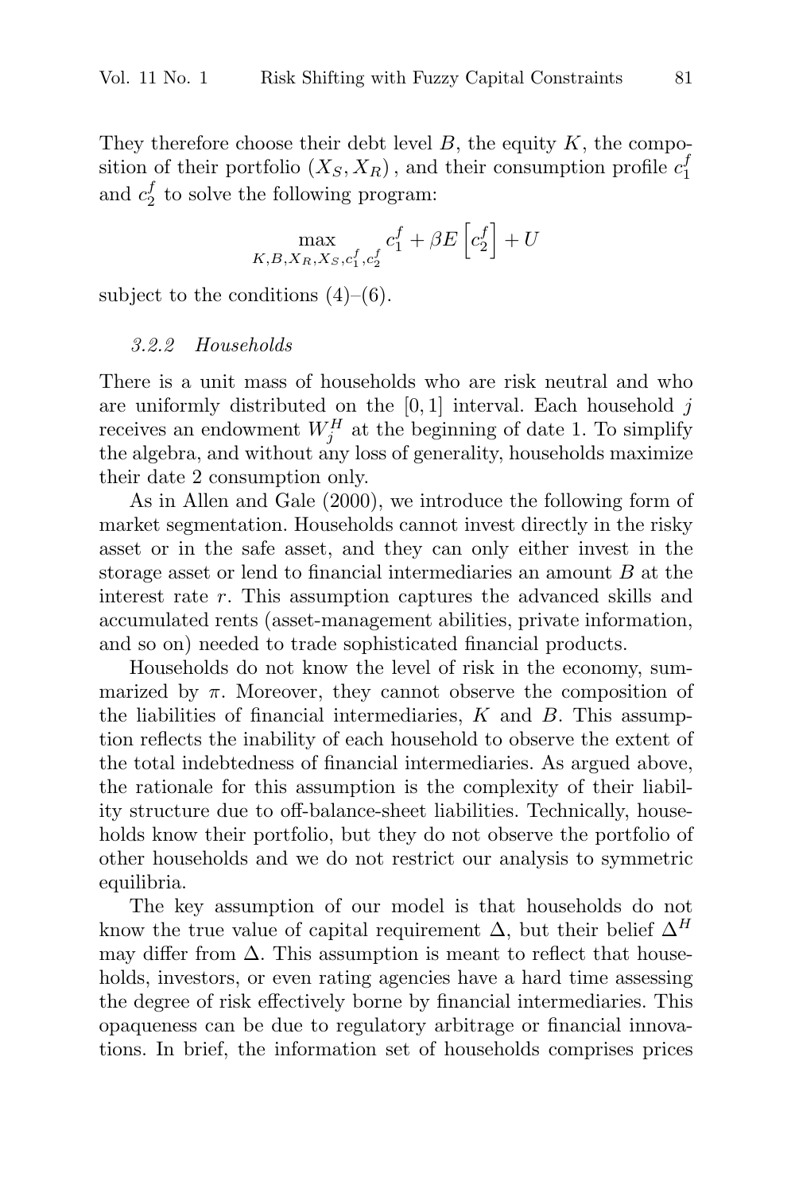They therefore choose their debt level $B$, the equity $K$, the composition of their portfolio $(X_S, X_R)$, and their consumption profile $c_1^f$ and $c_2^f$ to solve the following program:

$$\max_{K,B,X_R,X_S,c_1^f,c_2^f} c_1^f + \beta E\left[c_2^f\right] + U$$

subject to the conditions (4)–(6).

#### *3.2.2 Households*

There is a unit mass of households who are risk neutral and who are uniformly distributed on the $[0, 1]$ interval. Each household $j$ receives an endowment $W_j^H$ at the beginning of date 1. To simplify the algebra, and without any loss of generality, households maximize their date 2 consumption only.

As in Allen and Gale (2000), we introduce the following form of market segmentation. Households cannot invest directly in the risky asset or in the safe asset, and they can only either invest in the storage asset or lend to financial intermediaries an amount $B$ at the interest rate $r$. This assumption captures the advanced skills and accumulated rents (asset-management abilities, private information, and so on) needed to trade sophisticated financial products.

Households do not know the level of risk in the economy, summarized by $\pi$. Moreover, they cannot observe the composition of the liabilities of financial intermediaries, $K$ and $B$. This assumption reflects the inability of each household to observe the extent of the total indebtedness of financial intermediaries. As argued above, the rationale for this assumption is the complexity of their liability structure due to off-balance-sheet liabilities. Technically, households know their portfolio, but they do not observe the portfolio of other households and we do not restrict our analysis to symmetric equilibria.

The key assumption of our model is that households do not know the true value of capital requirement $\Delta$, but their belief $\Delta^H$ may differ from $\Delta$. This assumption is meant to reflect that households, investors, or even rating agencies have a hard time assessing the degree of risk effectively borne by financial intermediaries. This opaqueness can be due to regulatory arbitrage or financial innovations. In brief, the information set of households comprises prices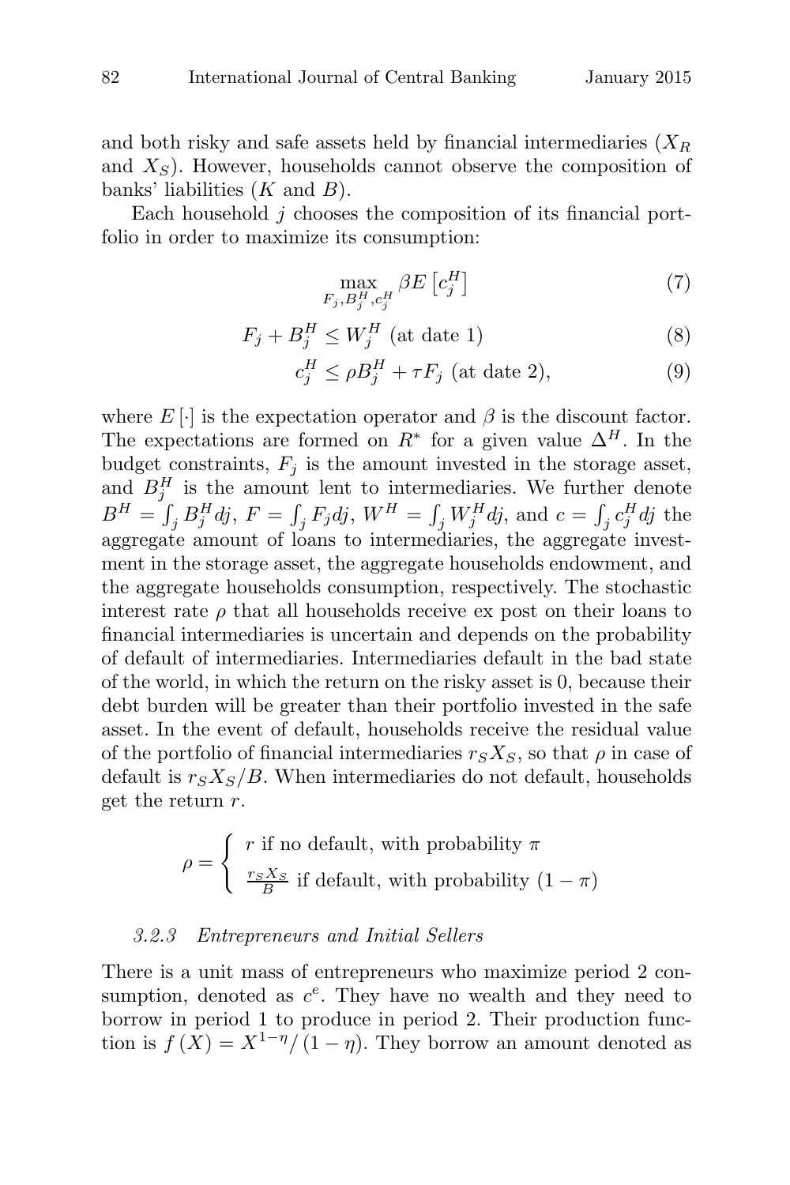and both risky and safe assets held by financial intermediaries ($X_R$ and $X_S$). However, households cannot observe the composition of banks' liabilities ($K$ and $B$).

Each household $j$ chooses the composition of its financial portfolio in order to maximize its consumption:

$$\max_{F_j, B_j^H, c_j^H} \beta E\left[c_j^H\right] \tag{7}$$

$$F_j + B_j^H \leq W_j^H \text{ (at date 1)} \tag{8}$$

$$c_j^H \leq \rho B_j^H + \tau F_j \text{ (at date 2)}, \tag{9}$$

where $E[\cdot]$ is the expectation operator and $\beta$ is the discount factor. The expectations are formed on $R^*$ for a given value $\Delta^H$. In the budget constraints, $F_j$ is the amount invested in the storage asset, and $B_j^H$ is the amount lent to intermediaries. We further denote $B^H = \int_j B_j^H dj$, $F = \int_j F_j dj$, $W^H = \int_j W_j^H dj$, and $c = \int_j c_j^H dj$ the aggregate amount of loans to intermediaries, the aggregate investment in the storage asset, the aggregate households endowment, and the aggregate households consumption, respectively. The stochastic interest rate $\rho$ that all households receive ex post on their loans to financial intermediaries is uncertain and depends on the probability of default of intermediaries. Intermediaries default in the bad state of the world, in which the return on the risky asset is 0, because their debt burden will be greater than their portfolio invested in the safe asset. In the event of default, households receive the residual value of the portfolio of financial intermediaries $r_S X_S$, so that $\rho$ in case of default is $r_S X_S / B$. When intermediaries do not default, households get the return $r$.

$$\rho = \begin{cases} r \text{ if no default, with probability } \pi \\ \frac{r_S X_S}{B} \text{ if default, with probability } (1 - \pi) \end{cases}$$

#### 3.2.3 Entrepreneurs and Initial Sellers

There is a unit mass of entrepreneurs who maximize period 2 consumption, denoted as $c^e$. They have no wealth and they need to borrow in period 1 to produce in period 2. Their production function is $f(X) = X^{1-\eta}/(1-\eta)$. They borrow an amount denoted as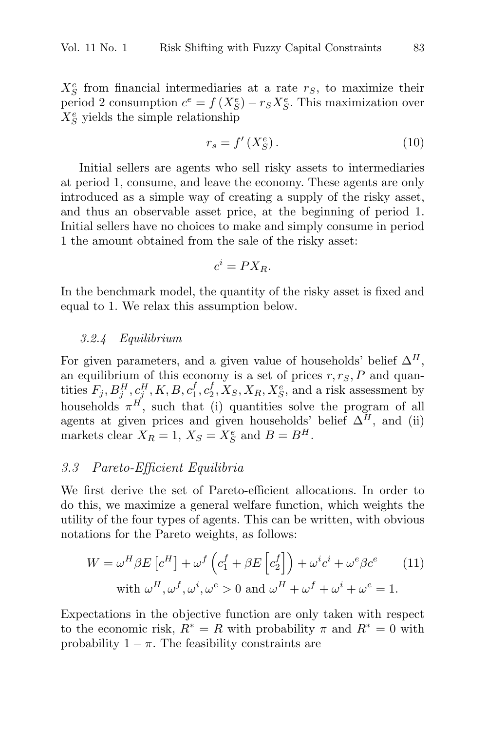$X_S^e$ from financial intermediaries at a rate $r_S$, to maximize their period 2 consumption $c^e = f(X_S^e) - r_S X_S^e$. This maximization over $X_S^e$ yields the simple relationship

$$r_s = f'(X_S^e). \tag{10}$$

Initial sellers are agents who sell risky assets to intermediaries at period 1, consume, and leave the economy. These agents are only introduced as a simple way of creating a supply of the risky asset, and thus an observable asset price, at the beginning of period 1. Initial sellers have no choices to make and simply consume in period 1 the amount obtained from the sale of the risky asset:

$$c^i = PX_R.$$

In the benchmark model, the quantity of the risky asset is fixed and equal to 1. We relax this assumption below.

#### *3.2.4 Equilibrium*

For given parameters, and a given value of households' belief $\Delta^H$, an equilibrium of this economy is a set of prices $r, r_S, P$ and quantities $F_j, B_j^H, c_j^H, K, B, c_1^f, c_2^f, X_S, X_R, X_S^e$, and a risk assessment by households $\pi^H$, such that (i) quantities solve the program of all agents at given prices and given households' belief $\Delta^H$, and (ii) markets clear $X_R = 1$, $X_S = X_S^e$ and $B = B^H$.

### *3.3 Pareto-Efficient Equilibria*

We first derive the set of Pareto-efficient allocations. In order to do this, we maximize a general welfare function, which weights the utility of the four types of agents. This can be written, with obvious notations for the Pareto weights, as follows:

$$W = \omega^H \beta E\left[c^H\right] + \omega^f \left(c_1^f + \beta E\left[c_2^f\right]\right) + \omega^i c^i + \omega^e \beta c^e \tag{11}$$
$$\text{with } \omega^H, \omega^f, \omega^i, \omega^e > 0 \text{ and } \omega^H + \omega^f + \omega^i + \omega^e = 1.$$

Expectations in the objective function are only taken with respect to the economic risk, $R^* = R$ with probability $\pi$ and $R^* = 0$ with probability $1 - \pi$. The feasibility constraints are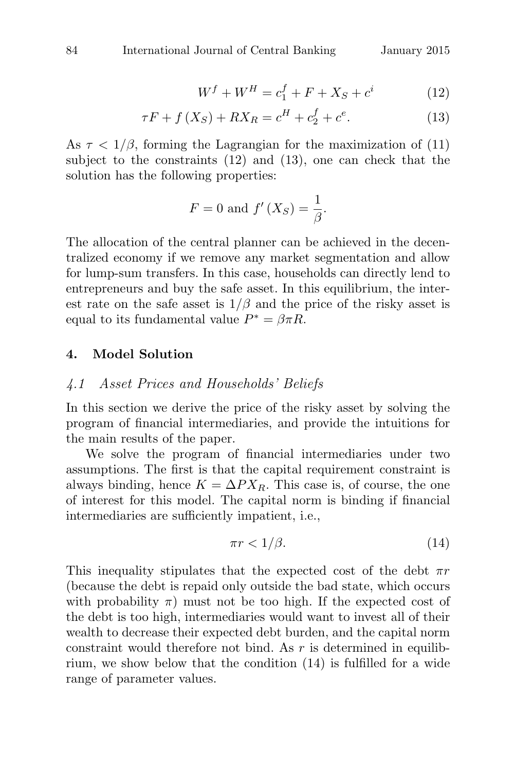$$W^f + W^H = c_1^f + F + X_S + c^i \tag{12}$$

$$\tau F + f(X_S) + RX_R = c^H + c_2^f + c^e. \tag{13}$$

As $\tau < 1/\beta$, forming the Lagrangian for the maximization of (11) subject to the constraints (12) and (13), one can check that the solution has the following properties:

$$F = 0 \text{ and } f'(X_S) = \frac{1}{\beta}.$$

The allocation of the central planner can be achieved in the decentralized economy if we remove any market segmentation and allow for lump-sum transfers. In this case, households can directly lend to entrepreneurs and buy the safe asset. In this equilibrium, the interest rate on the safe asset is $1/\beta$ and the price of the risky asset is equal to its fundamental value $P^* = \beta\pi R$.

## 4. Model Solution

### *4.1 Asset Prices and Households' Beliefs*

In this section we derive the price of the risky asset by solving the program of financial intermediaries, and provide the intuitions for the main results of the paper.

We solve the program of financial intermediaries under two assumptions. The first is that the capital requirement constraint is always binding, hence $K = \Delta P X_R$. This case is, of course, the one of interest for this model. The capital norm is binding if financial intermediaries are sufficiently impatient, i.e.,

$$\pi r < 1/\beta. \tag{14}$$

This inequality stipulates that the expected cost of the debt $\pi r$ (because the debt is repaid only outside the bad state, which occurs with probability $\pi$) must not be too high. If the expected cost of the debt is too high, intermediaries would want to invest all of their wealth to decrease their expected debt burden, and the capital norm constraint would therefore not bind. As $r$ is determined in equilibrium, we show below that the condition (14) is fulfilled for a wide range of parameter values.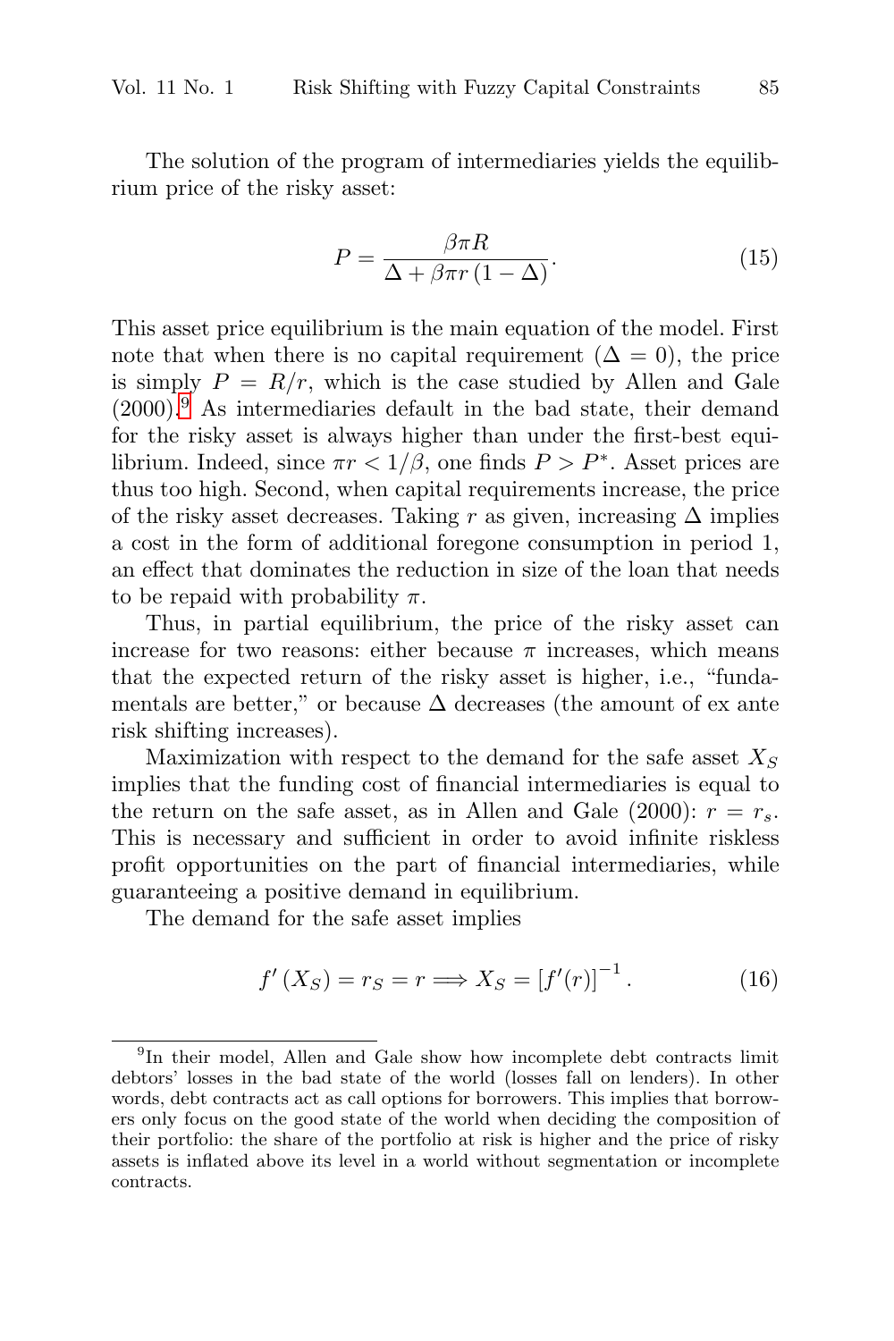The solution of the program of intermediaries yields the equilibrium price of the risky asset:

$$P = \frac{\beta \pi R}{\Delta + \beta \pi r (1 - \Delta)}. \tag{15}$$

This asset price equilibrium is the main equation of the model. First note that when there is no capital requirement ($\Delta = 0$), the price is simply $P = R/r$, which is the case studied by Allen and Gale (2000).[9] As intermediaries default in the bad state, their demand for the risky asset is always higher than under the first-best equilibrium. Indeed, since $\pi r < 1/\beta$, one finds $P > P^*$. Asset prices are thus too high. Second, when capital requirements increase, the price of the risky asset decreases. Taking $r$ as given, increasing $\Delta$ implies a cost in the form of additional foregone consumption in period 1, an effect that dominates the reduction in size of the loan that needs to be repaid with probability $\pi$.

Thus, in partial equilibrium, the price of the risky asset can increase for two reasons: either because $\pi$ increases, which means that the expected return of the risky asset is higher, i.e., "fundamentals are better," or because $\Delta$ decreases (the amount of ex ante risk shifting increases).

Maximization with respect to the demand for the safe asset $X_S$ implies that the funding cost of financial intermediaries is equal to the return on the safe asset, as in Allen and Gale (2000): $r = r_s$. This is necessary and sufficient in order to avoid infinite riskless profit opportunities on the part of financial intermediaries, while guaranteeing a positive demand in equilibrium.

The demand for the safe asset implies

$$f'(X_S) = r_S = r \Longrightarrow X_S = [f'(r)]^{-1}. \tag{16}$$

---

[9] In their model, Allen and Gale show how incomplete debt contracts limit debtors' losses in the bad state of the world (losses fall on lenders). In other words, debt contracts act as call options for borrowers. This implies that borrowers only focus on the good state of the world when deciding the composition of their portfolio: the share of the portfolio at risk is higher and the price of risky assets is inflated above its level in a world without segmentation or incomplete contracts.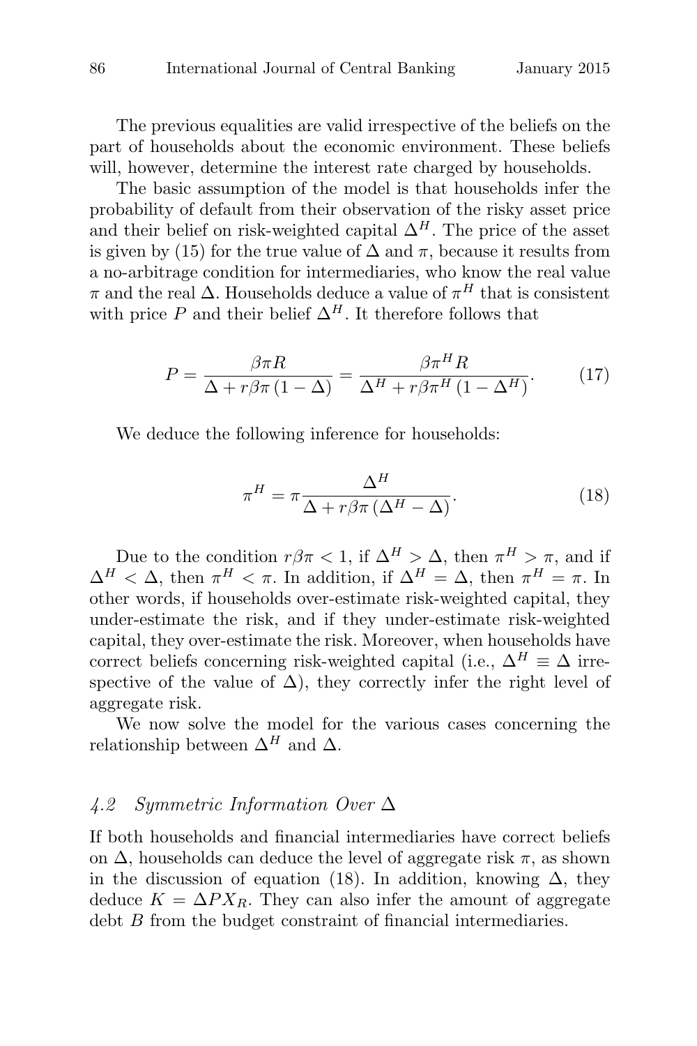The previous equalities are valid irrespective of the beliefs on the part of households about the economic environment. These beliefs will, however, determine the interest rate charged by households.

The basic assumption of the model is that households infer the probability of default from their observation of the risky asset price and their belief on risk-weighted capital $\Delta^H$. The price of the asset is given by (15) for the true value of $\Delta$ and $\pi$, because it results from a no-arbitrage condition for intermediaries, who know the real value $\pi$ and the real $\Delta$. Households deduce a value of $\pi^H$ that is consistent with price $P$ and their belief $\Delta^H$. It therefore follows that

$$P = \frac{\beta \pi R}{\Delta + r\beta\pi\left(1-\Delta\right)} = \frac{\beta \pi^H R}{\Delta^H + r\beta\pi^H\left(1-\Delta^H\right)}. \tag{17}$$

We deduce the following inference for households:

$$\pi^H = \pi \frac{\Delta^H}{\Delta + r\beta\pi\left(\Delta^H - \Delta\right)}. \tag{18}$$

Due to the condition $r\beta\pi < 1$, if $\Delta^H > \Delta$, then $\pi^H > \pi$, and if $\Delta^H < \Delta$, then $\pi^H < \pi$. In addition, if $\Delta^H = \Delta$, then $\pi^H = \pi$. In other words, if households over-estimate risk-weighted capital, they under-estimate the risk, and if they under-estimate risk-weighted capital, they over-estimate the risk. Moreover, when households have correct beliefs concerning risk-weighted capital (i.e., $\Delta^H \equiv \Delta$ irrespective of the value of $\Delta$), they correctly infer the right level of aggregate risk.

We now solve the model for the various cases concerning the relationship between $\Delta^H$ and $\Delta$.

### *4.2 Symmetric Information Over* $\Delta$

If both households and financial intermediaries have correct beliefs on $\Delta$, households can deduce the level of aggregate risk $\pi$, as shown in the discussion of equation (18). In addition, knowing $\Delta$, they deduce $K = \Delta P X_R$. They can also infer the amount of aggregate debt $B$ from the budget constraint of financial intermediaries.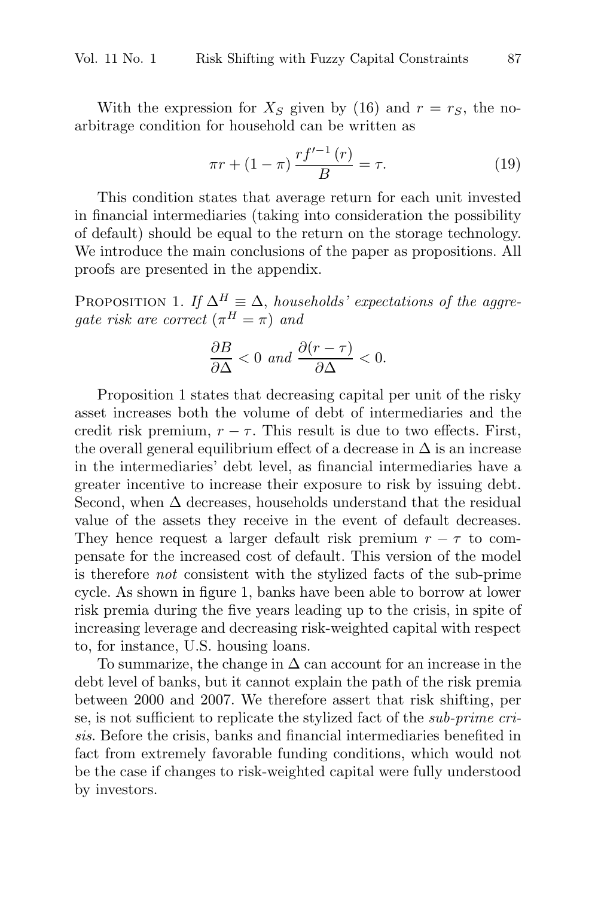With the expression for $X_S$ given by (16) and $r = r_S$, the no-arbitrage condition for household can be written as

$$\pi r + (1 - \pi) \frac{r f'^{-1}(r)}{B} = \tau. \tag{19}$$

This condition states that average return for each unit invested in financial intermediaries (taking into consideration the possibility of default) should be equal to the return on the storage technology. We introduce the main conclusions of the paper as propositions. All proofs are presented in the appendix.

Proposition 1. *If* $\Delta^H \equiv \Delta$, *households' expectations of the aggregate risk are correct* ($\pi^H = \pi$) *and*

$$\frac{\partial B}{\partial \Delta} < 0 \text{ and } \frac{\partial (r - \tau)}{\partial \Delta} < 0.$$

Proposition 1 states that decreasing capital per unit of the risky asset increases both the volume of debt of intermediaries and the credit risk premium, $r - \tau$. This result is due to two effects. First, the overall general equilibrium effect of a decrease in $\Delta$ is an increase in the intermediaries' debt level, as financial intermediaries have a greater incentive to increase their exposure to risk by issuing debt. Second, when $\Delta$ decreases, households understand that the residual value of the assets they receive in the event of default decreases. They hence request a larger default risk premium $r - \tau$ to compensate for the increased cost of default. This version of the model is therefore *not* consistent with the stylized facts of the sub-prime cycle. As shown in figure 1, banks have been able to borrow at lower risk premia during the five years leading up to the crisis, in spite of increasing leverage and decreasing risk-weighted capital with respect to, for instance, U.S. housing loans.

To summarize, the change in $\Delta$ can account for an increase in the debt level of banks, but it cannot explain the path of the risk premia between 2000 and 2007. We therefore assert that risk shifting, per se, is not sufficient to replicate the stylized fact of the *sub-prime crisis*. Before the crisis, banks and financial intermediaries benefited in fact from extremely favorable funding conditions, which would not be the case if changes to risk-weighted capital were fully understood by investors.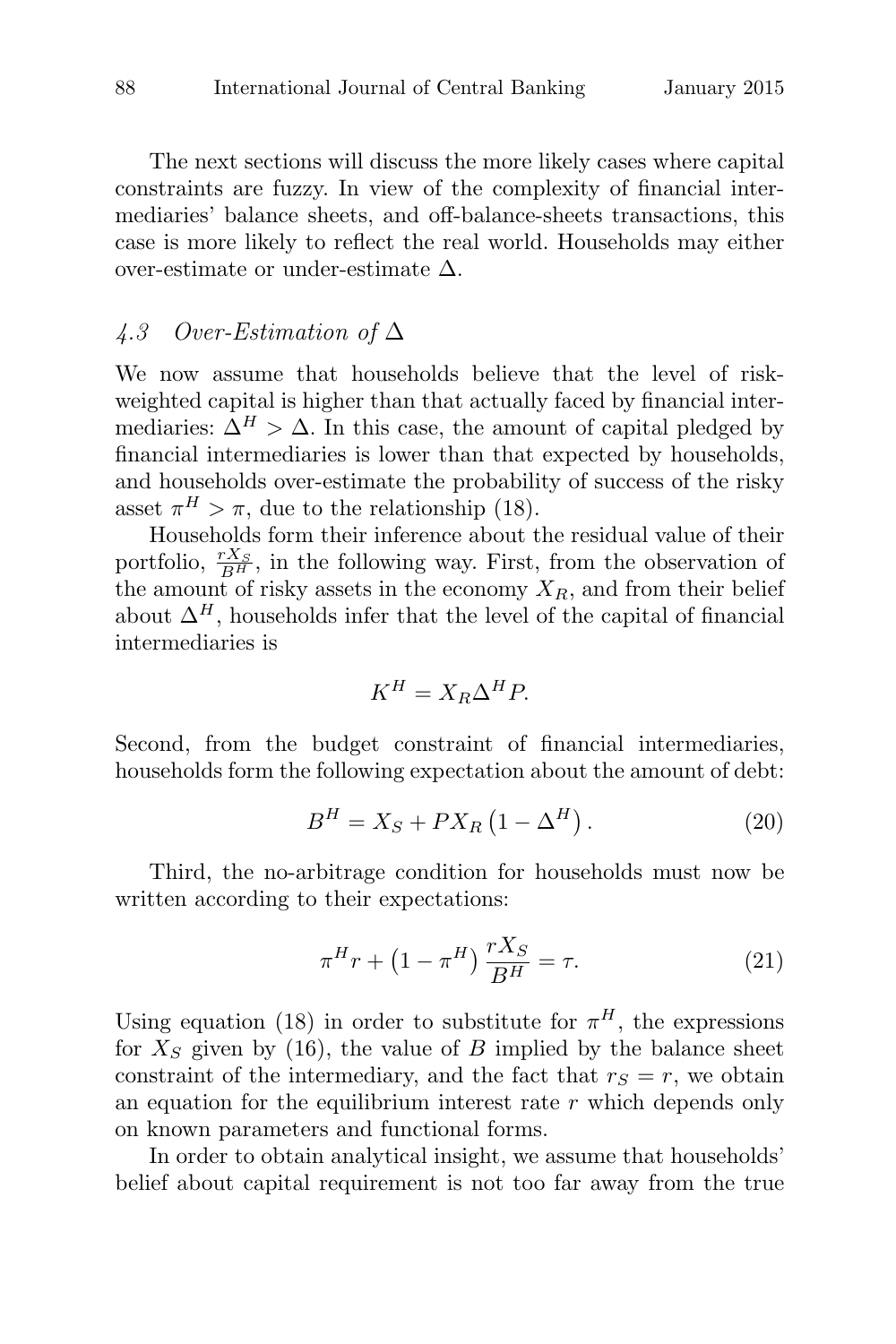The next sections will discuss the more likely cases where capital constraints are fuzzy. In view of the complexity of financial intermediaries' balance sheets, and off-balance-sheets transactions, this case is more likely to reflect the real world. Households may either over-estimate or under-estimate $\Delta$.

### *4.3 Over-Estimation of* $\Delta$

We now assume that households believe that the level of risk-weighted capital is higher than that actually faced by financial intermediaries: $\Delta^H > \Delta$. In this case, the amount of capital pledged by financial intermediaries is lower than that expected by households, and households over-estimate the probability of success of the risky asset $\pi^H > \pi$, due to the relationship (18).

Households form their inference about the residual value of their portfolio, $\frac{rX_S}{B^H}$, in the following way. First, from the observation of the amount of risky assets in the economy $X_R$, and from their belief about $\Delta^H$, households infer that the level of the capital of financial intermediaries is

$$K^H = X_R \Delta^H P.$$

Second, from the budget constraint of financial intermediaries, households form the following expectation about the amount of debt:

$$B^H = X_S + P X_R \left(1 - \Delta^H\right). \tag{20}$$

Third, the no-arbitrage condition for households must now be written according to their expectations:

$$\pi^H r + \left(1 - \pi^H\right) \frac{rX_S}{B^H} = \tau. \tag{21}$$

Using equation (18) in order to substitute for $\pi^H$, the expressions for $X_S$ given by (16), the value of $B$ implied by the balance sheet constraint of the intermediary, and the fact that $r_S = r$, we obtain an equation for the equilibrium interest rate $r$ which depends only on known parameters and functional forms.

In order to obtain analytical insight, we assume that households' belief about capital requirement is not too far away from the true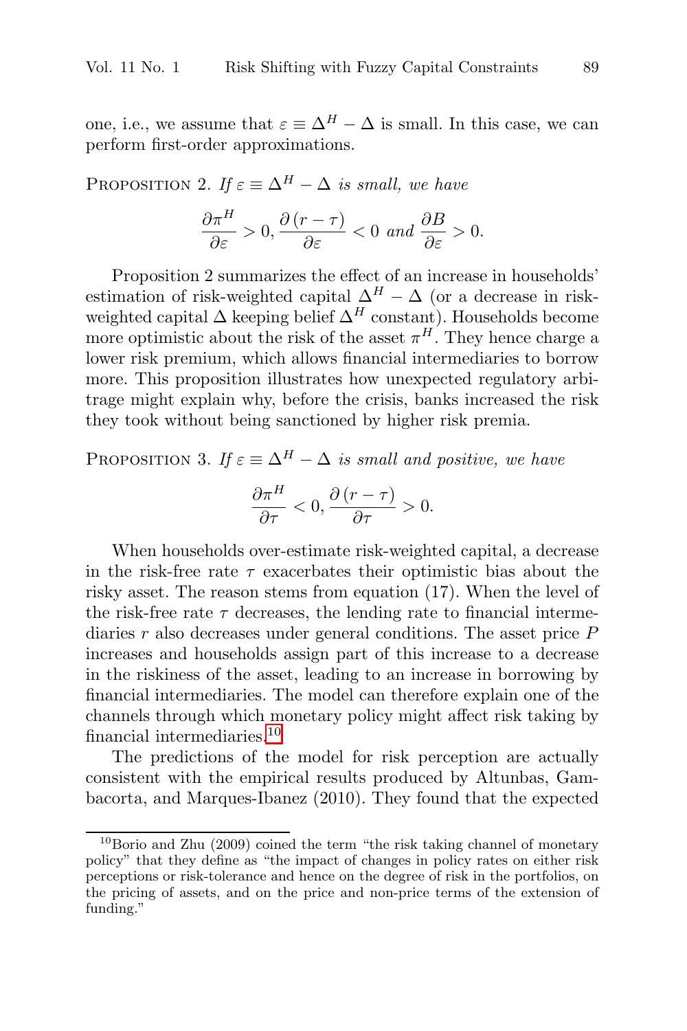one, i.e., we assume that $\varepsilon \equiv \Delta^H - \Delta$ is small. In this case, we can perform first-order approximations.

PROPOSITION 2. *If $\varepsilon \equiv \Delta^H - \Delta$ is small, we have*

$$\frac{\partial \pi^H}{\partial \varepsilon} > 0, \frac{\partial (r - \tau)}{\partial \varepsilon} < 0 \text{ and } \frac{\partial B}{\partial \varepsilon} > 0.$$

Proposition 2 summarizes the effect of an increase in households' estimation of risk-weighted capital $\Delta^H - \Delta$ (or a decrease in risk-weighted capital $\Delta$ keeping belief $\Delta^H$ constant). Households become more optimistic about the risk of the asset $\pi^H$. They hence charge a lower risk premium, which allows financial intermediaries to borrow more. This proposition illustrates how unexpected regulatory arbitrage might explain why, before the crisis, banks increased the risk they took without being sanctioned by higher risk premia.

PROPOSITION 3. *If $\varepsilon \equiv \Delta^H - \Delta$ is small and positive, we have*

$$\frac{\partial \pi^H}{\partial \tau} < 0, \frac{\partial (r - \tau)}{\partial \tau} > 0.$$

When households over-estimate risk-weighted capital, a decrease in the risk-free rate $\tau$ exacerbates their optimistic bias about the risky asset. The reason stems from equation (17). When the level of the risk-free rate $\tau$ decreases, the lending rate to financial intermediaries $r$ also decreases under general conditions. The asset price $P$ increases and households assign part of this increase to a decrease in the riskiness of the asset, leading to an increase in borrowing by financial intermediaries. The model can therefore explain one of the channels through which monetary policy might affect risk taking by financial intermediaries.[10]

The predictions of the model for risk perception are actually consistent with the empirical results produced by Altunbas, Gambacorta, and Marques-Ibanez (2010). They found that the expected

[10] Borio and Zhu (2009) coined the term "the risk taking channel of monetary policy" that they define as "the impact of changes in policy rates on either risk perceptions or risk-tolerance and hence on the degree of risk in the portfolios, on the pricing of assets, and on the price and non-price terms of the extension of funding."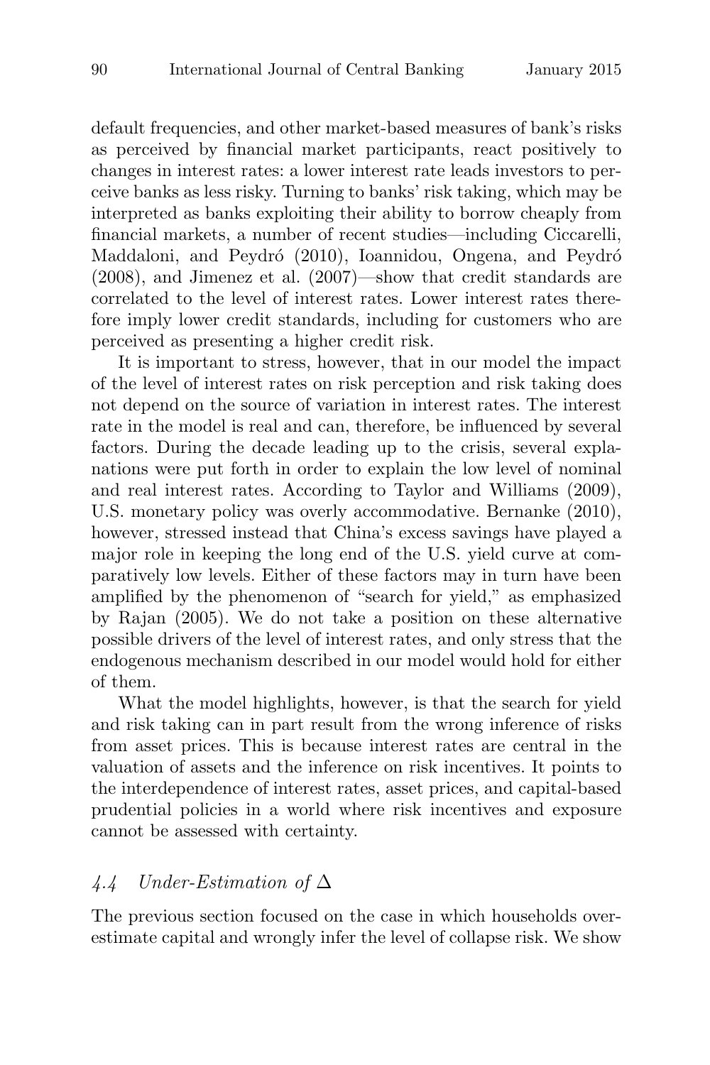default frequencies, and other market-based measures of bank's risks as perceived by financial market participants, react positively to changes in interest rates: a lower interest rate leads investors to perceive banks as less risky. Turning to banks' risk taking, which may be interpreted as banks exploiting their ability to borrow cheaply from financial markets, a number of recent studies—including Ciccarelli, Maddaloni, and Peydró (2010), Ioannidou, Ongena, and Peydró (2008), and Jimenez et al. (2007)—show that credit standards are correlated to the level of interest rates. Lower interest rates therefore imply lower credit standards, including for customers who are perceived as presenting a higher credit risk.

It is important to stress, however, that in our model the impact of the level of interest rates on risk perception and risk taking does not depend on the source of variation in interest rates. The interest rate in the model is real and can, therefore, be influenced by several factors. During the decade leading up to the crisis, several explanations were put forth in order to explain the low level of nominal and real interest rates. According to Taylor and Williams (2009), U.S. monetary policy was overly accommodative. Bernanke (2010), however, stressed instead that China's excess savings have played a major role in keeping the long end of the U.S. yield curve at comparatively low levels. Either of these factors may in turn have been amplified by the phenomenon of "search for yield," as emphasized by Rajan (2005). We do not take a position on these alternative possible drivers of the level of interest rates, and only stress that the endogenous mechanism described in our model would hold for either of them.

What the model highlights, however, is that the search for yield and risk taking can in part result from the wrong inference of risks from asset prices. This is because interest rates are central in the valuation of assets and the inference on risk incentives. It points to the interdependence of interest rates, asset prices, and capital-based prudential policies in a world where risk incentives and exposure cannot be assessed with certainty.

### *4.4 Under-Estimation of $\Delta$*

The previous section focused on the case in which households overestimate capital and wrongly infer the level of collapse risk. We show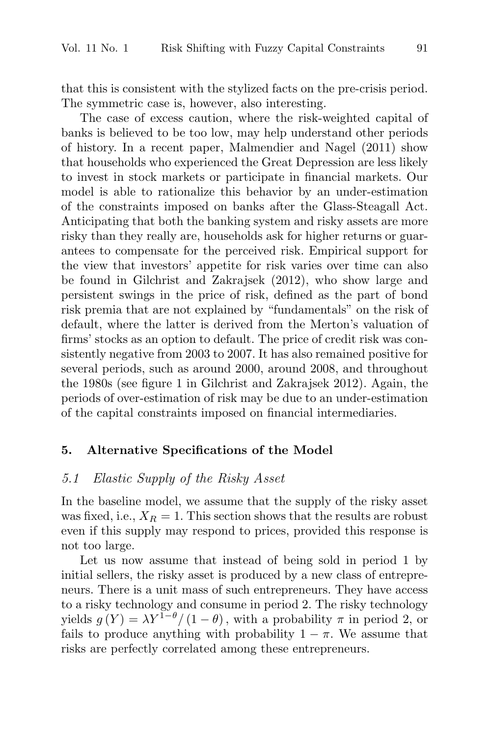that this is consistent with the stylized facts on the pre-crisis period. The symmetric case is, however, also interesting.

The case of excess caution, where the risk-weighted capital of banks is believed to be too low, may help understand other periods of history. In a recent paper, Malmendier and Nagel (2011) show that households who experienced the Great Depression are less likely to invest in stock markets or participate in financial markets. Our model is able to rationalize this behavior by an under-estimation of the constraints imposed on banks after the Glass-Steagall Act. Anticipating that both the banking system and risky assets are more risky than they really are, households ask for higher returns or guarantees to compensate for the perceived risk. Empirical support for the view that investors' appetite for risk varies over time can also be found in Gilchrist and Zakrajsek (2012), who show large and persistent swings in the price of risk, defined as the part of bond risk premia that are not explained by "fundamentals" on the risk of default, where the latter is derived from the Merton's valuation of firms' stocks as an option to default. The price of credit risk was consistently negative from 2003 to 2007. It has also remained positive for several periods, such as around 2000, around 2008, and throughout the 1980s (see figure 1 in Gilchrist and Zakrajsek 2012). Again, the periods of over-estimation of risk may be due to an under-estimation of the capital constraints imposed on financial intermediaries.

## 5. Alternative Specifications of the Model

### *5.1 Elastic Supply of the Risky Asset*

In the baseline model, we assume that the supply of the risky asset was fixed, i.e., $X_R = 1$. This section shows that the results are robust even if this supply may respond to prices, provided this response is not too large.

Let us now assume that instead of being sold in period 1 by initial sellers, the risky asset is produced by a new class of entrepreneurs. There is a unit mass of such entrepreneurs. They have access to a risky technology and consume in period 2. The risky technology yields $g(Y) = \lambda Y^{1-\theta}/(1-\theta)$, with a probability $\pi$ in period 2, or fails to produce anything with probability $1-\pi$. We assume that risks are perfectly correlated among these entrepreneurs.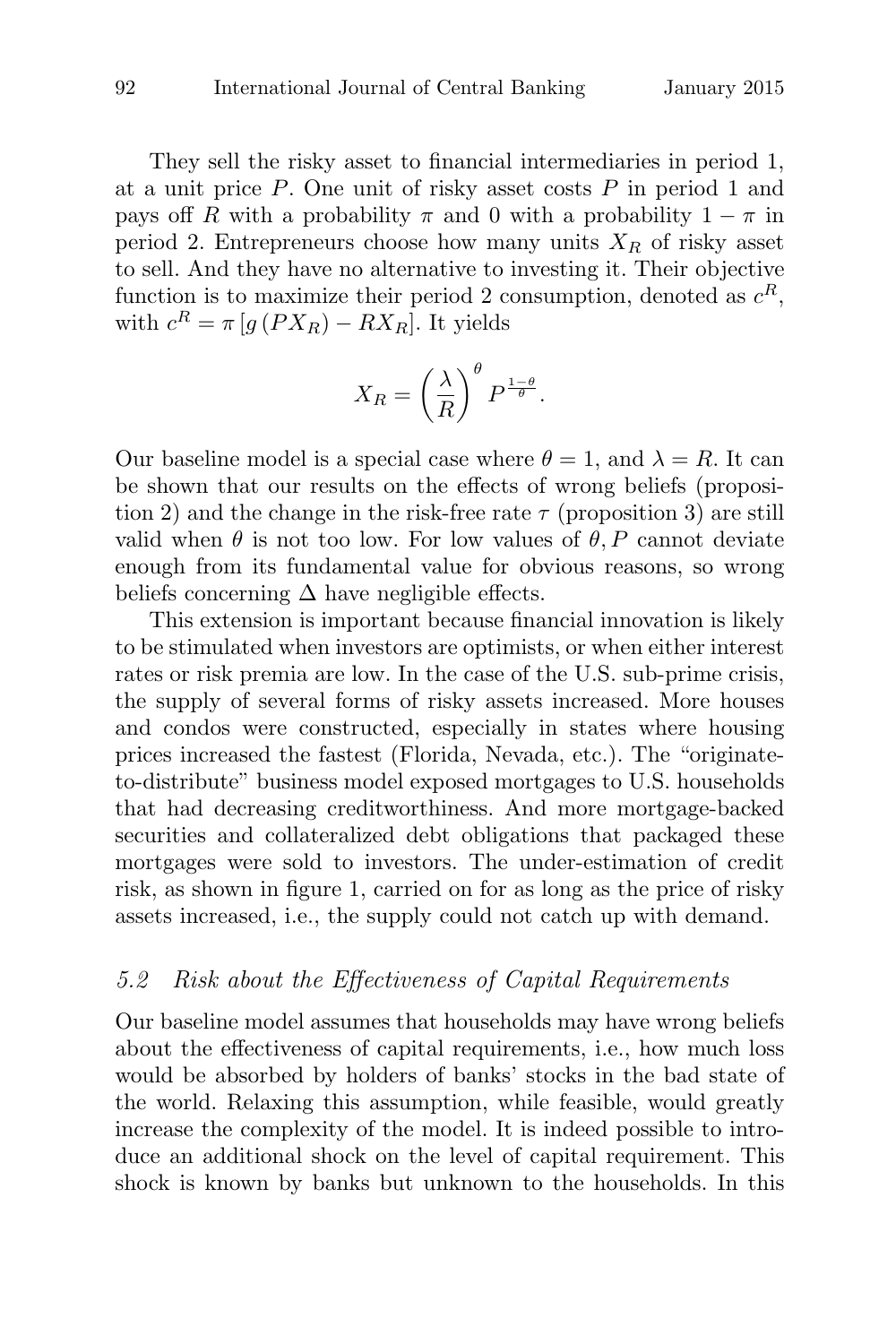They sell the risky asset to financial intermediaries in period 1, at a unit price $P$. One unit of risky asset costs $P$ in period 1 and pays off $R$ with a probability $\pi$ and 0 with a probability $1 - \pi$ in period 2. Entrepreneurs choose how many units $X_R$ of risky asset to sell. And they have no alternative to investing it. Their objective function is to maximize their period 2 consumption, denoted as $c^R$, with $c^R = \pi \left[ g\left(PX_R\right) - RX_R \right]$. It yields

$$X_R = \left(\frac{\lambda}{R}\right)^{\theta} P^{\frac{1-\theta}{\theta}}.$$

Our baseline model is a special case where $\theta = 1$, and $\lambda = R$. It can be shown that our results on the effects of wrong beliefs (proposition 2) and the change in the risk-free rate $\tau$ (proposition 3) are still valid when $\theta$ is not too low. For low values of $\theta, P$ cannot deviate enough from its fundamental value for obvious reasons, so wrong beliefs concerning $\Delta$ have negligible effects.

This extension is important because financial innovation is likely to be stimulated when investors are optimists, or when either interest rates or risk premia are low. In the case of the U.S. sub-prime crisis, the supply of several forms of risky assets increased. More houses and condos were constructed, especially in states where housing prices increased the fastest (Florida, Nevada, etc.). The "originate-to-distribute" business model exposed mortgages to U.S. households that had decreasing creditworthiness. And more mortgage-backed securities and collateralized debt obligations that packaged these mortgages were sold to investors. The under-estimation of credit risk, as shown in figure 1, carried on for as long as the price of risky assets increased, i.e., the supply could not catch up with demand.

### *5.2 Risk about the Effectiveness of Capital Requirements*

Our baseline model assumes that households may have wrong beliefs about the effectiveness of capital requirements, i.e., how much loss would be absorbed by holders of banks' stocks in the bad state of the world. Relaxing this assumption, while feasible, would greatly increase the complexity of the model. It is indeed possible to introduce an additional shock on the level of capital requirement. This shock is known by banks but unknown to the households. In this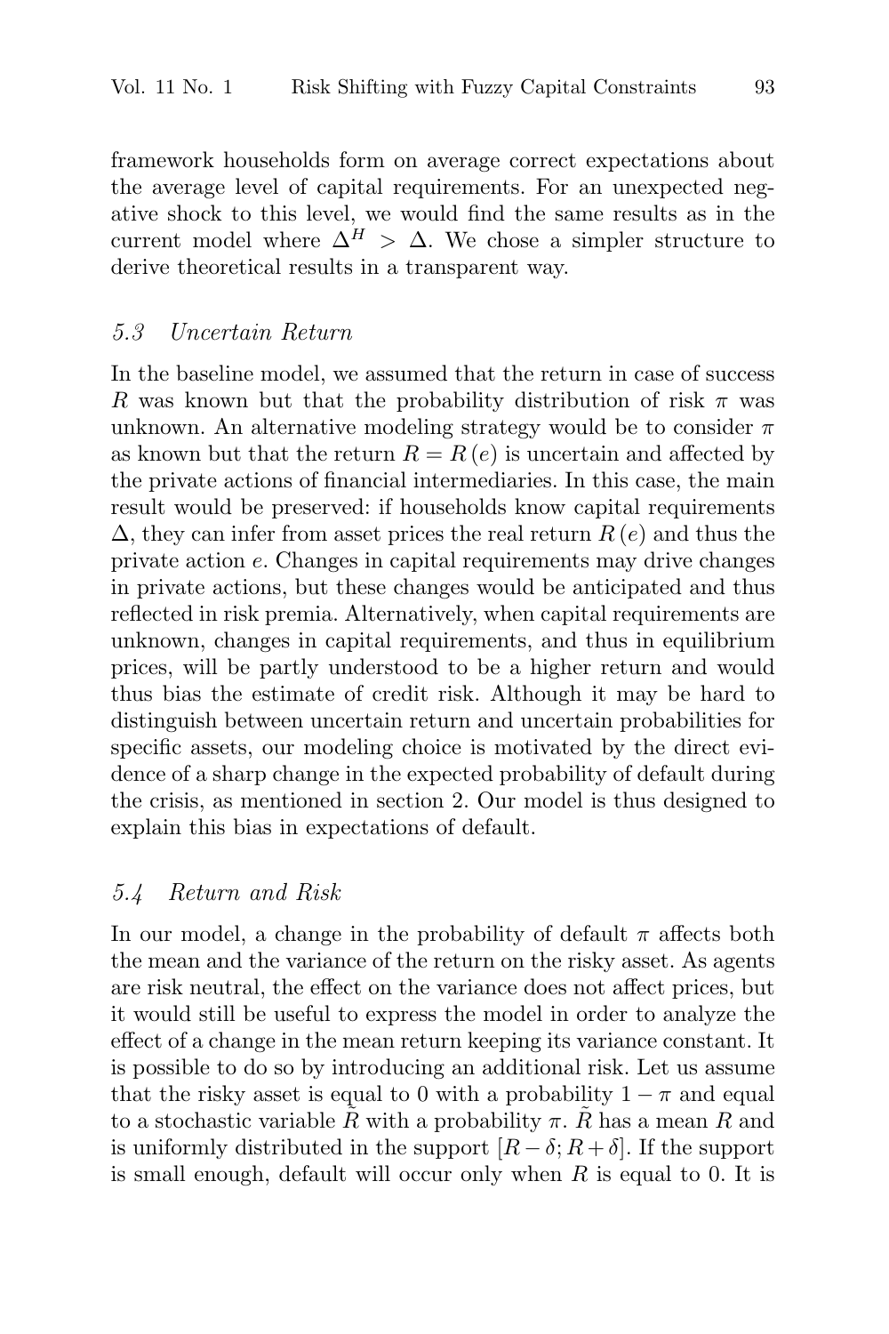framework households form on average correct expectations about the average level of capital requirements. For an unexpected negative shock to this level, we would find the same results as in the current model where $\Delta^H > \Delta$. We chose a simpler structure to derive theoretical results in a transparent way.

### *5.3 Uncertain Return*

In the baseline model, we assumed that the return in case of success $R$ was known but that the probability distribution of risk $\pi$ was unknown. An alternative modeling strategy would be to consider $\pi$ as known but that the return $R = R(e)$ is uncertain and affected by the private actions of financial intermediaries. In this case, the main result would be preserved: if households know capital requirements $\Delta$, they can infer from asset prices the real return $R(e)$ and thus the private action $e$. Changes in capital requirements may drive changes in private actions, but these changes would be anticipated and thus reflected in risk premia. Alternatively, when capital requirements are unknown, changes in capital requirements, and thus in equilibrium prices, will be partly understood to be a higher return and would thus bias the estimate of credit risk. Although it may be hard to distinguish between uncertain return and uncertain probabilities for specific assets, our modeling choice is motivated by the direct evidence of a sharp change in the expected probability of default during the crisis, as mentioned in section 2. Our model is thus designed to explain this bias in expectations of default.

### *5.4 Return and Risk*

In our model, a change in the probability of default $\pi$ affects both the mean and the variance of the return on the risky asset. As agents are risk neutral, the effect on the variance does not affect prices, but it would still be useful to express the model in order to analyze the effect of a change in the mean return keeping its variance constant. It is possible to do so by introducing an additional risk. Let us assume that the risky asset is equal to 0 with a probability $1 - \pi$ and equal to a stochastic variable $\tilde{R}$ with a probability $\pi$. $\tilde{R}$ has a mean $R$ and is uniformly distributed in the support $[R - \delta; R + \delta]$. If the support is small enough, default will occur only when $R$ is equal to 0. It is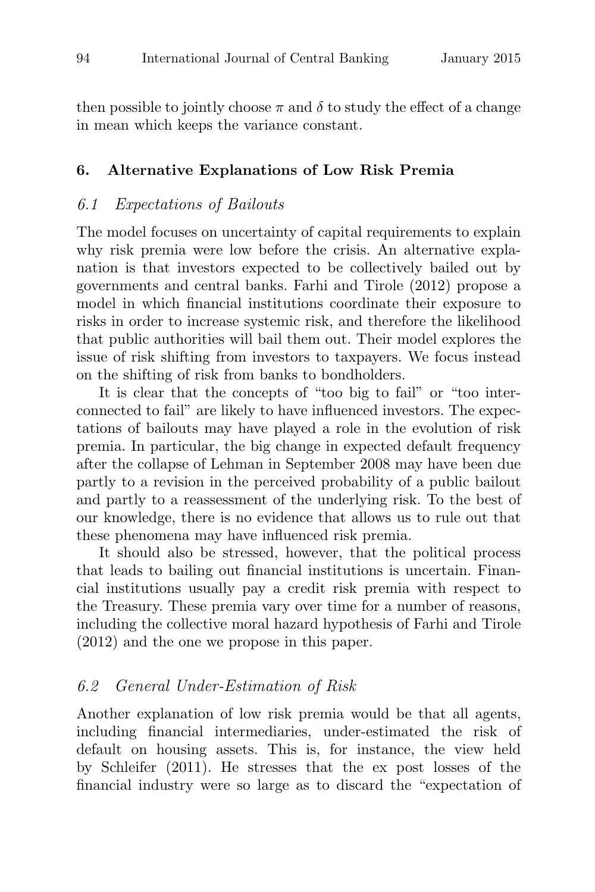then possible to jointly choose $\pi$ and $\delta$ to study the effect of a change in mean which keeps the variance constant.

## 6. Alternative Explanations of Low Risk Premia

### *6.1 Expectations of Bailouts*

The model focuses on uncertainty of capital requirements to explain why risk premia were low before the crisis. An alternative explanation is that investors expected to be collectively bailed out by governments and central banks. Farhi and Tirole (2012) propose a model in which financial institutions coordinate their exposure to risks in order to increase systemic risk, and therefore the likelihood that public authorities will bail them out. Their model explores the issue of risk shifting from investors to taxpayers. We focus instead on the shifting of risk from banks to bondholders.

It is clear that the concepts of "too big to fail" or "too interconnected to fail" are likely to have influenced investors. The expectations of bailouts may have played a role in the evolution of risk premia. In particular, the big change in expected default frequency after the collapse of Lehman in September 2008 may have been due partly to a revision in the perceived probability of a public bailout and partly to a reassessment of the underlying risk. To the best of our knowledge, there is no evidence that allows us to rule out that these phenomena may have influenced risk premia.

It should also be stressed, however, that the political process that leads to bailing out financial institutions is uncertain. Financial institutions usually pay a credit risk premia with respect to the Treasury. These premia vary over time for a number of reasons, including the collective moral hazard hypothesis of Farhi and Tirole (2012) and the one we propose in this paper.

### *6.2 General Under-Estimation of Risk*

Another explanation of low risk premia would be that all agents, including financial intermediaries, under-estimated the risk of default on housing assets. This is, for instance, the view held by Schleifer (2011). He stresses that the ex post losses of the financial industry were so large as to discard the "expectation of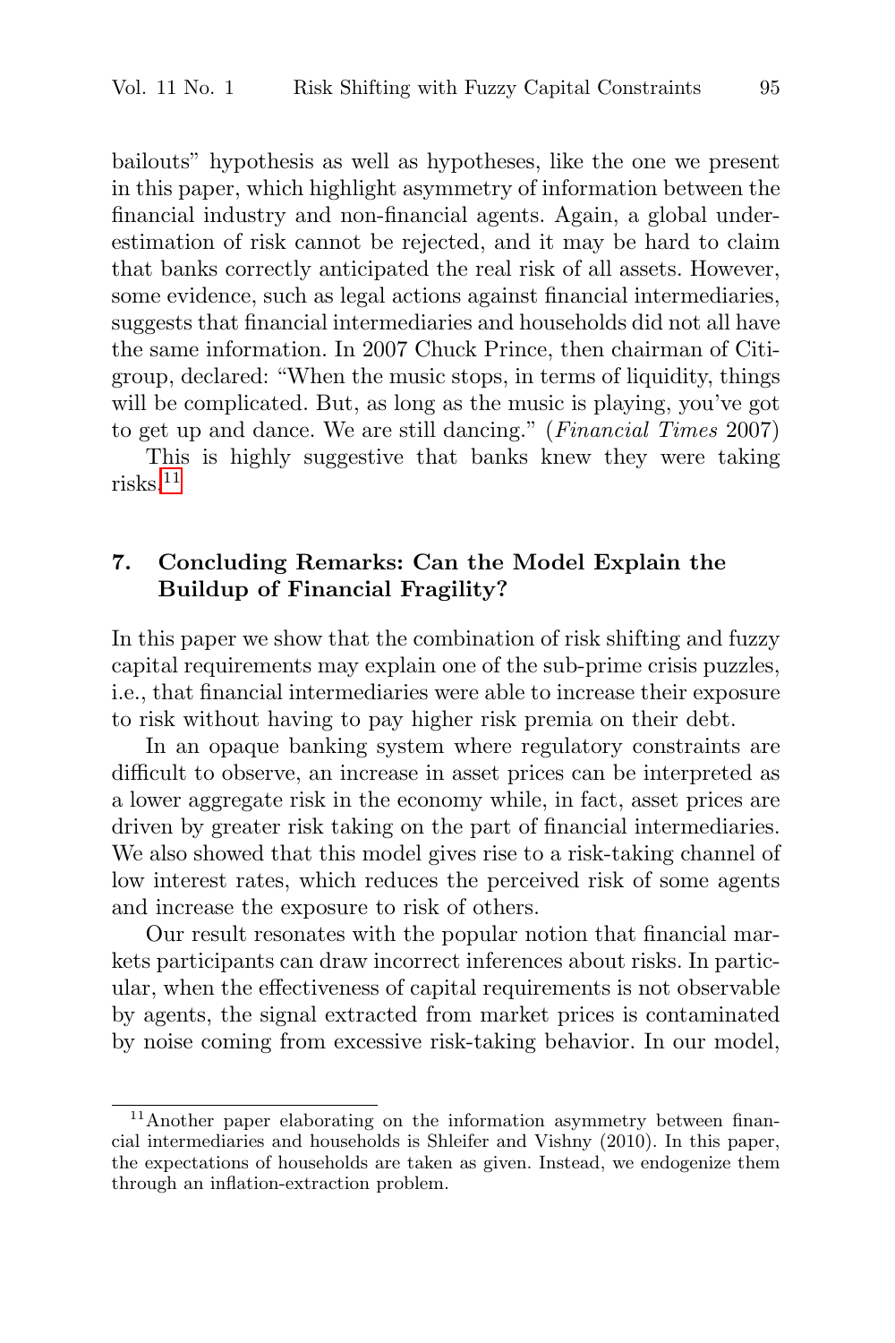bailouts" hypothesis as well as hypotheses, like the one we present in this paper, which highlight asymmetry of information between the financial industry and non-financial agents. Again, a global underestimation of risk cannot be rejected, and it may be hard to claim that banks correctly anticipated the real risk of all assets. However, some evidence, such as legal actions against financial intermediaries, suggests that financial intermediaries and households did not all have the same information. In 2007 Chuck Prince, then chairman of Citigroup, declared: "When the music stops, in terms of liquidity, things will be complicated. But, as long as the music is playing, you've got to get up and dance. We are still dancing." (*Financial Times* 2007)

This is highly suggestive that banks knew they were taking risks.[11]

## 7. Concluding Remarks: Can the Model Explain the Buildup of Financial Fragility?

In this paper we show that the combination of risk shifting and fuzzy capital requirements may explain one of the sub-prime crisis puzzles, i.e., that financial intermediaries were able to increase their exposure to risk without having to pay higher risk premia on their debt.

In an opaque banking system where regulatory constraints are difficult to observe, an increase in asset prices can be interpreted as a lower aggregate risk in the economy while, in fact, asset prices are driven by greater risk taking on the part of financial intermediaries. We also showed that this model gives rise to a risk-taking channel of low interest rates, which reduces the perceived risk of some agents and increase the exposure to risk of others.

Our result resonates with the popular notion that financial markets participants can draw incorrect inferences about risks. In particular, when the effectiveness of capital requirements is not observable by agents, the signal extracted from market prices is contaminated by noise coming from excessive risk-taking behavior. In our model,

[11] Another paper elaborating on the information asymmetry between financial intermediaries and households is Shleifer and Vishny (2010). In this paper, the expectations of households are taken as given. Instead, we endogenize them through an inflation-extraction problem.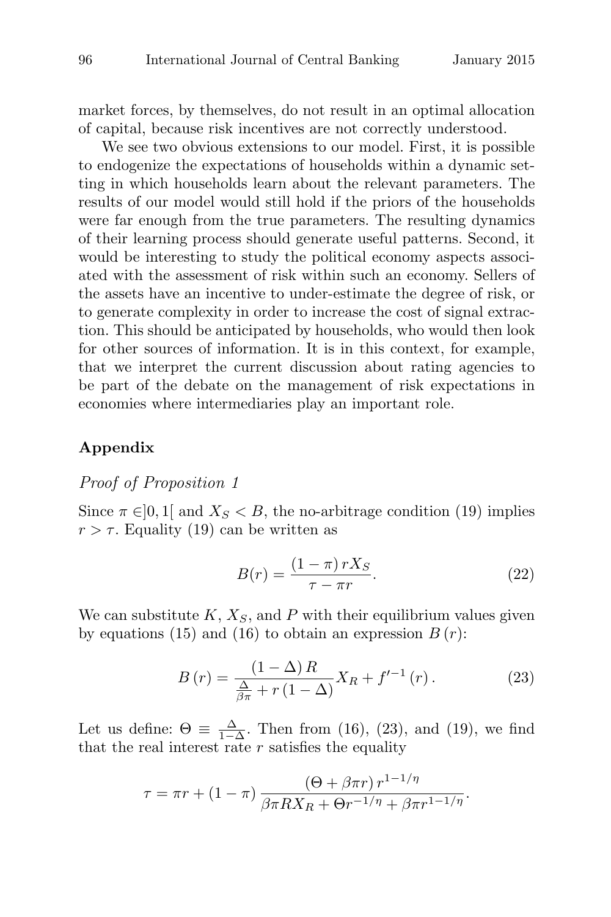market forces, by themselves, do not result in an optimal allocation of capital, because risk incentives are not correctly understood.

We see two obvious extensions to our model. First, it is possible to endogenize the expectations of households within a dynamic setting in which households learn about the relevant parameters. The results of our model would still hold if the priors of the households were far enough from the true parameters. The resulting dynamics of their learning process should generate useful patterns. Second, it would be interesting to study the political economy aspects associated with the assessment of risk within such an economy. Sellers of the assets have an incentive to under-estimate the degree of risk, or to generate complexity in order to increase the cost of signal extraction. This should be anticipated by households, who would then look for other sources of information. It is in this context, for example, that we interpret the current discussion about rating agencies to be part of the debate on the management of risk expectations in economies where intermediaries play an important role.

## Appendix

*Proof of Proposition 1*

Since $\pi \in ]0,1[$ and $X_S < B$, the no-arbitrage condition (19) implies $r > \tau$. Equality (19) can be written as

$$B(r) = \frac{(1-\pi)\, r X_S}{\tau - \pi r}. \tag{22}$$

We can substitute $K$, $X_S$, and $P$ with their equilibrium values given by equations (15) and (16) to obtain an expression $B(r)$:

$$B(r) = \frac{(1-\Delta)\, R}{\frac{\Delta}{\beta\pi} + r(1-\Delta)} X_R + f'^{-1}(r). \tag{23}$$

Let us define: $\Theta \equiv \frac{\Delta}{1-\Delta}$. Then from (16), (23), and (19), we find that the real interest rate $r$ satisfies the equality

$$\tau = \pi r + (1-\pi)\frac{(\Theta + \beta\pi r)\, r^{1-1/\eta}}{\beta\pi R X_R + \Theta r^{-1/\eta} + \beta\pi r^{1-1/\eta}}.$$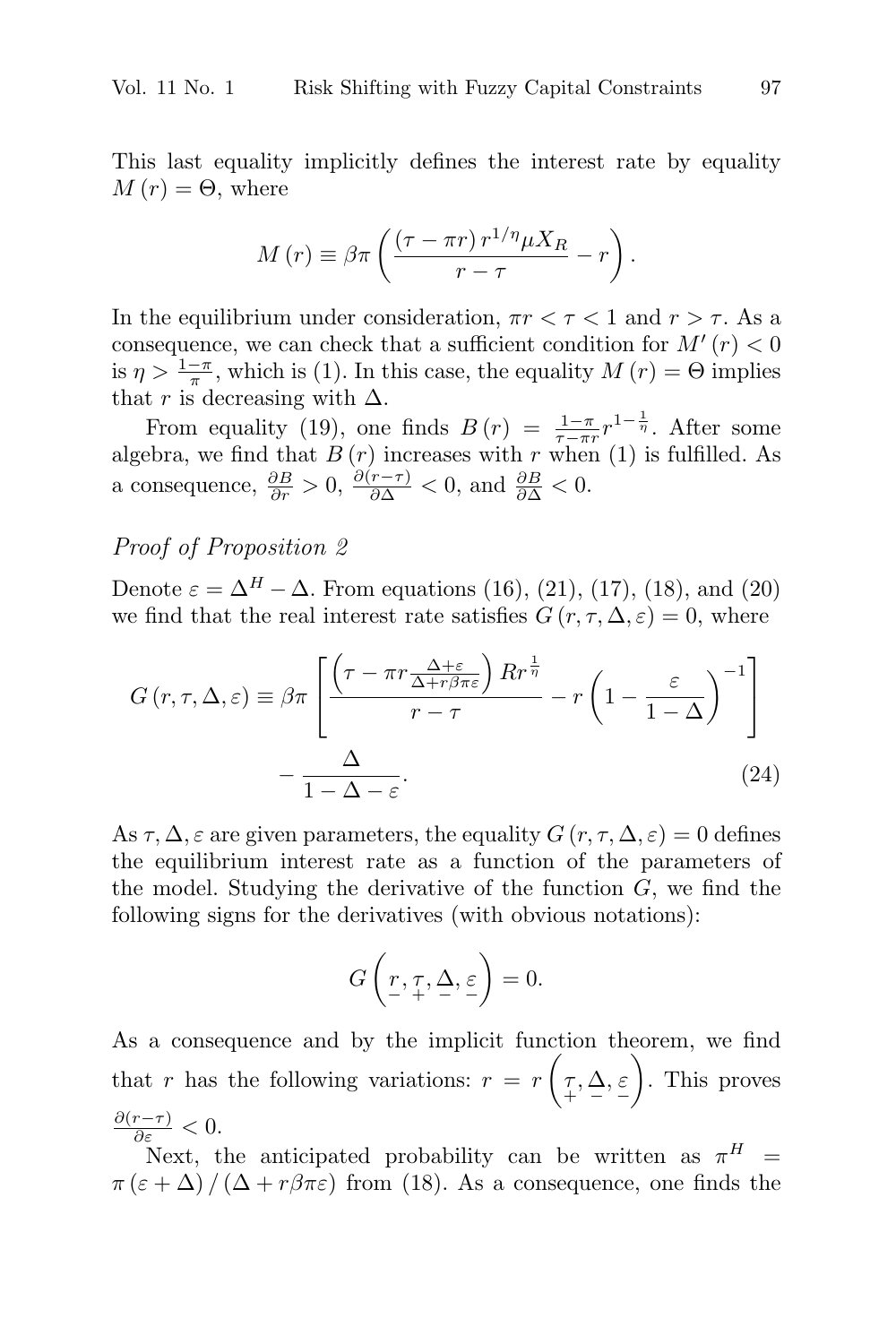This last equality implicitly defines the interest rate by equality $M(r) = \Theta$, where

$$M(r) \equiv \beta\pi \left( \frac{(\tau - \pi r) r^{1/\eta} \mu X_R}{r - \tau} - r \right).$$

In the equilibrium under consideration, $\pi r < \tau < 1$ and $r > \tau$. As a consequence, we can check that a sufficient condition for $M'(r) < 0$ is $\eta > \frac{1-\pi}{\pi}$, which is (1). In this case, the equality $M(r) = \Theta$ implies that $r$ is decreasing with $\Delta$.

From equality (19), one finds $B(r) = \frac{1-\pi}{\tau - \pi r} r^{1-\frac{1}{\eta}}$. After some algebra, we find that $B(r)$ increases with $r$ when (1) is fulfilled. As a consequence, $\frac{\partial B}{\partial r} > 0$, $\frac{\partial (r-\tau)}{\partial \Delta} < 0$, and $\frac{\partial B}{\partial \Delta} < 0$.

*Proof of Proposition 2*

Denote $\varepsilon = \Delta^H - \Delta$. From equations (16), (21), (17), (18), and (20) we find that the real interest rate satisfies $G(r, \tau, \Delta, \varepsilon) = 0$, where

$$G(r, \tau, \Delta, \varepsilon) \equiv \beta\pi \left[ \frac{\left(\tau - \pi r \frac{\Delta + \varepsilon}{\Delta + r\beta\pi\varepsilon}\right) R r^{\frac{1}{\eta}}}{r - \tau} - r\left(1 - \frac{\varepsilon}{1 - \Delta}\right)^{-1} \right] - \frac{\Delta}{1 - \Delta - \varepsilon}. \tag{24}$$

As $\tau, \Delta, \varepsilon$ are given parameters, the equality $G(r, \tau, \Delta, \varepsilon) = 0$ defines the equilibrium interest rate as a function of the parameters of the model. Studying the derivative of the function $G$, we find the following signs for the derivatives (with obvious notations):

$$G\left(\underset{-}{r}, \underset{+}{\tau}, \underset{-}{\Delta}, \underset{-}{\varepsilon}\right) = 0.$$

As a consequence and by the implicit function theorem, we find that $r$ has the following variations: $r = r\left(\underset{+}{\tau}, \underset{-}{\Delta}, \underset{-}{\varepsilon}\right)$. This proves $\frac{\partial (r-\tau)}{\partial \varepsilon} < 0$.

Next, the anticipated probability can be written as $\pi^H = \pi(\varepsilon + \Delta) / (\Delta + r\beta\pi\varepsilon)$ from (18). As a consequence, one finds the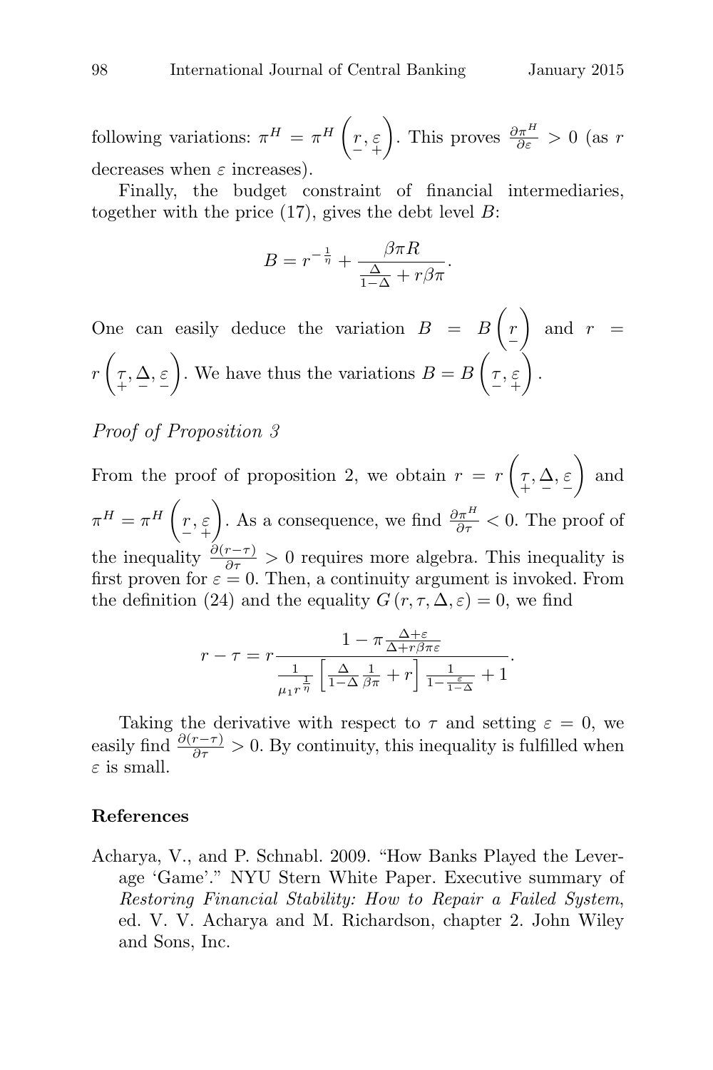following variations: $\pi^H = \pi^H\left(\underset{-}{r}, \underset{+}{\varepsilon}\right)$. This proves $\frac{\partial \pi^H}{\partial \varepsilon} > 0$ (as $r$ decreases when $\varepsilon$ increases).

Finally, the budget constraint of financial intermediaries, together with the price (17), gives the debt level $B$:

$$B = r^{-\frac{1}{\eta}} + \frac{\beta \pi R}{\frac{\Delta}{1-\Delta} + r\beta\pi}.$$

One can easily deduce the variation $B = B\left(\underset{-}{r}\right)$ and $r = r\left(\underset{+}{\tau}, \underset{-}{\Delta}, \underset{-}{\varepsilon}\right)$. We have thus the variations $B = B\left(\underset{-}{\tau}, \underset{+}{\varepsilon}\right)$.

*Proof of Proposition 3*

From the proof of proposition 2, we obtain $r = r\left(\underset{+}{\tau}, \underset{-}{\Delta}, \underset{-}{\varepsilon}\right)$ and $\pi^H = \pi^H\left(\underset{-}{r}, \underset{+}{\varepsilon}\right)$. As a consequence, we find $\frac{\partial \pi^H}{\partial \tau} < 0$. The proof of the inequality $\frac{\partial (r-\tau)}{\partial \tau} > 0$ requires more algebra. This inequality is first proven for $\varepsilon = 0$. Then, a continuity argument is invoked. From the definition (24) and the equality $G(r, \tau, \Delta, \varepsilon) = 0$, we find

$$r - \tau = r \frac{1 - \pi \frac{\Delta + \varepsilon}{\Delta + r\beta\pi\varepsilon}}{\frac{1}{\mu_1 r^{\frac{1}{\eta}}}\left[\frac{\Delta}{1-\Delta}\frac{1}{\beta\pi} + r\right]\frac{1}{1 - \frac{\varepsilon}{1-\Delta}} + 1}.$$

Taking the derivative with respect to $\tau$ and setting $\varepsilon = 0$, we easily find $\frac{\partial (r-\tau)}{\partial \tau} > 0$. By continuity, this inequality is fulfilled when $\varepsilon$ is small.

## References

Acharya, V., and P. Schnabl. 2009. "How Banks Played the Leverage 'Game'." NYU Stern White Paper. Executive summary of *Restoring Financial Stability: How to Repair a Failed System*, ed. V. V. Acharya and M. Richardson, chapter 2. John Wiley and Sons, Inc.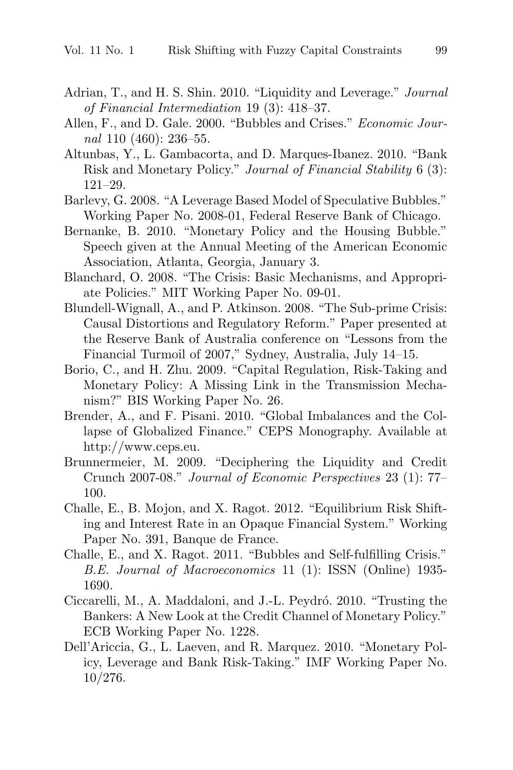Adrian, T., and H. S. Shin. 2010. "Liquidity and Leverage." *Journal of Financial Intermediation* 19 (3): 418–37.

Allen, F., and D. Gale. 2000. "Bubbles and Crises." *Economic Journal* 110 (460): 236–55.

Altunbas, Y., L. Gambacorta, and D. Marques-Ibanez. 2010. "Bank Risk and Monetary Policy." *Journal of Financial Stability* 6 (3): 121–29.

Barlevy, G. 2008. "A Leverage Based Model of Speculative Bubbles." Working Paper No. 2008-01, Federal Reserve Bank of Chicago.

Bernanke, B. 2010. "Monetary Policy and the Housing Bubble." Speech given at the Annual Meeting of the American Economic Association, Atlanta, Georgia, January 3.

Blanchard, O. 2008. "The Crisis: Basic Mechanisms, and Appropriate Policies." MIT Working Paper No. 09-01.

Blundell-Wignall, A., and P. Atkinson. 2008. "The Sub-prime Crisis: Causal Distortions and Regulatory Reform." Paper presented at the Reserve Bank of Australia conference on "Lessons from the Financial Turmoil of 2007," Sydney, Australia, July 14–15.

Borio, C., and H. Zhu. 2009. "Capital Regulation, Risk-Taking and Monetary Policy: A Missing Link in the Transmission Mechanism?" BIS Working Paper No. 26.

Brender, A., and F. Pisani. 2010. "Global Imbalances and the Collapse of Globalized Finance." CEPS Monography. Available at http://www.ceps.eu.

Brunnermeier, M. 2009. "Deciphering the Liquidity and Credit Crunch 2007-08." *Journal of Economic Perspectives* 23 (1): 77–100.

Challe, E., B. Mojon, and X. Ragot. 2012. "Equilibrium Risk Shifting and Interest Rate in an Opaque Financial System." Working Paper No. 391, Banque de France.

Challe, E., and X. Ragot. 2011. "Bubbles and Self-fulfilling Crisis." *B.E. Journal of Macroeconomics* 11 (1): ISSN (Online) 1935-1690.

Ciccarelli, M., A. Maddaloni, and J.-L. Peydró. 2010. "Trusting the Bankers: A New Look at the Credit Channel of Monetary Policy." ECB Working Paper No. 1228.

Dell'Ariccia, G., L. Laeven, and R. Marquez. 2010. "Monetary Policy, Leverage and Bank Risk-Taking." IMF Working Paper No. 10/276.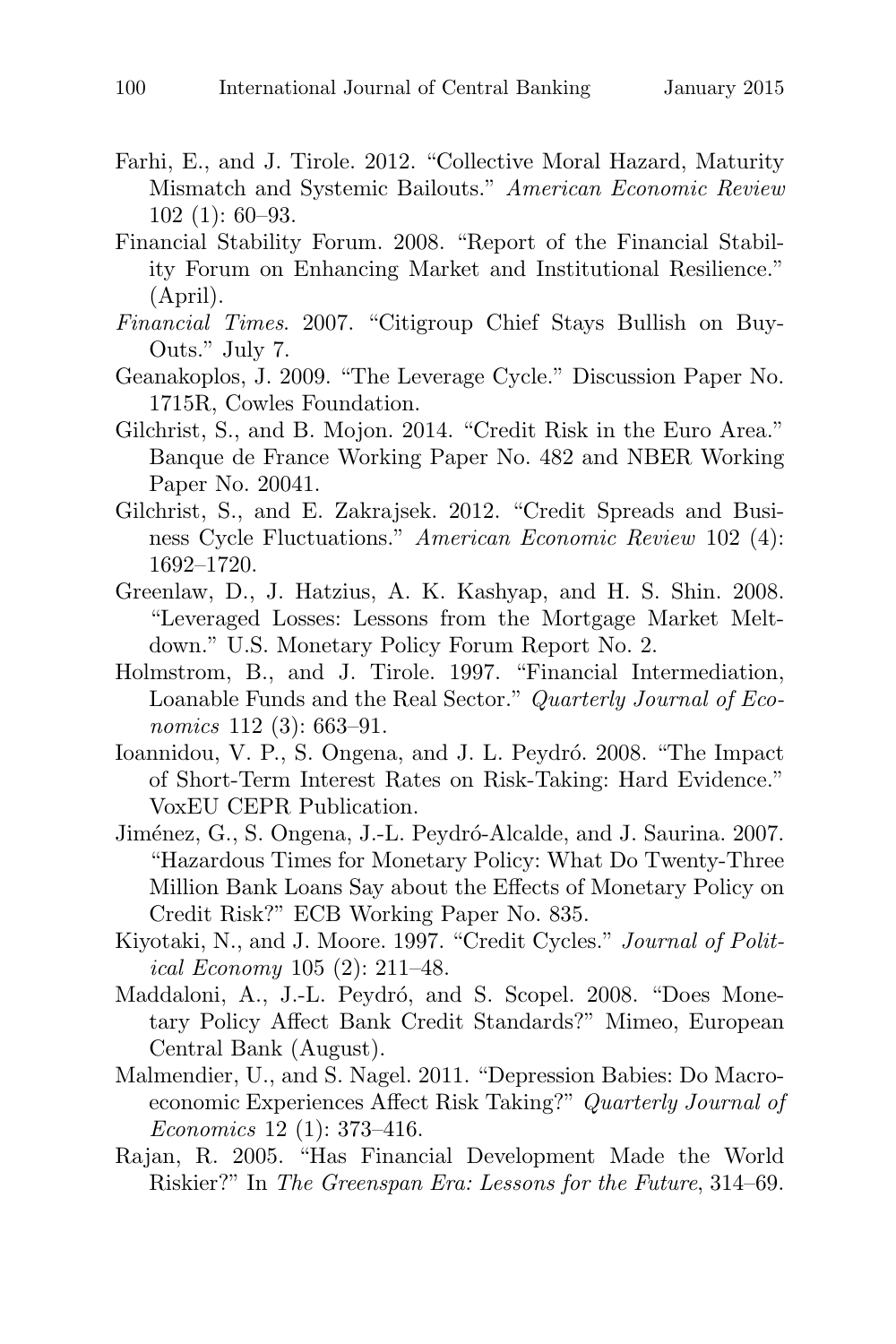Farhi, E., and J. Tirole. 2012. "Collective Moral Hazard, Maturity Mismatch and Systemic Bailouts." *American Economic Review* 102 (1): 60–93.

Financial Stability Forum. 2008. "Report of the Financial Stability Forum on Enhancing Market and Institutional Resilience." (April).

*Financial Times*. 2007. "Citigroup Chief Stays Bullish on Buy-Outs." July 7.

Geanakoplos, J. 2009. "The Leverage Cycle." Discussion Paper No. 1715R, Cowles Foundation.

Gilchrist, S., and B. Mojon. 2014. "Credit Risk in the Euro Area." Banque de France Working Paper No. 482 and NBER Working Paper No. 20041.

Gilchrist, S., and E. Zakrajsek. 2012. "Credit Spreads and Business Cycle Fluctuations." *American Economic Review* 102 (4): 1692–1720.

Greenlaw, D., J. Hatzius, A. K. Kashyap, and H. S. Shin. 2008. "Leveraged Losses: Lessons from the Mortgage Market Meltdown." U.S. Monetary Policy Forum Report No. 2.

Holmstrom, B., and J. Tirole. 1997. "Financial Intermediation, Loanable Funds and the Real Sector." *Quarterly Journal of Economics* 112 (3): 663–91.

Ioannidou, V. P., S. Ongena, and J. L. Peydró. 2008. "The Impact of Short-Term Interest Rates on Risk-Taking: Hard Evidence." VoxEU CEPR Publication.

Jiménez, G., S. Ongena, J.-L. Peydró-Alcalde, and J. Saurina. 2007. "Hazardous Times for Monetary Policy: What Do Twenty-Three Million Bank Loans Say about the Effects of Monetary Policy on Credit Risk?" ECB Working Paper No. 835.

Kiyotaki, N., and J. Moore. 1997. "Credit Cycles." *Journal of Political Economy* 105 (2): 211–48.

Maddaloni, A., J.-L. Peydró, and S. Scopel. 2008. "Does Monetary Policy Affect Bank Credit Standards?" Mimeo, European Central Bank (August).

Malmendier, U., and S. Nagel. 2011. "Depression Babies: Do Macroeconomic Experiences Affect Risk Taking?" *Quarterly Journal of Economics* 12 (1): 373–416.

Rajan, R. 2005. "Has Financial Development Made the World Riskier?" In *The Greenspan Era: Lessons for the Future*, 314–69.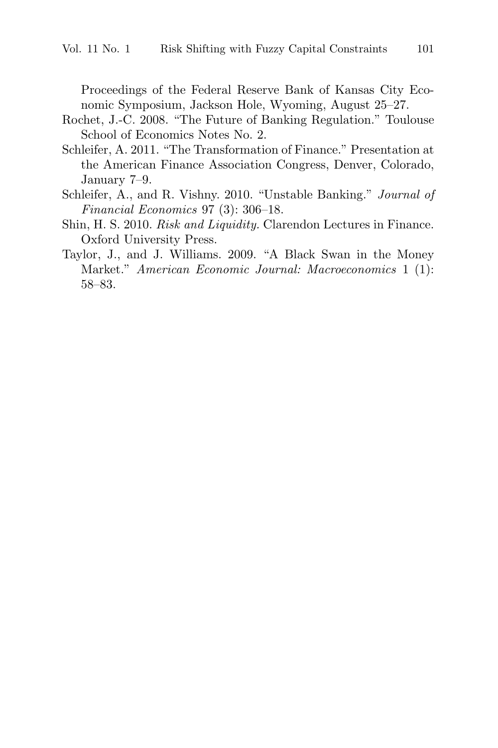Proceedings of the Federal Reserve Bank of Kansas City Economic Symposium, Jackson Hole, Wyoming, August 25–27.

Rochet, J.-C. 2008. "The Future of Banking Regulation." Toulouse School of Economics Notes No. 2.

Schleifer, A. 2011. "The Transformation of Finance." Presentation at the American Finance Association Congress, Denver, Colorado, January 7–9.

Schleifer, A., and R. Vishny. 2010. "Unstable Banking." *Journal of Financial Economics* 97 (3): 306–18.

Shin, H. S. 2010. *Risk and Liquidity.* Clarendon Lectures in Finance. Oxford University Press.

Taylor, J., and J. Williams. 2009. "A Black Swan in the Money Market." *American Economic Journal: Macroeconomics* 1 (1): 58–83.